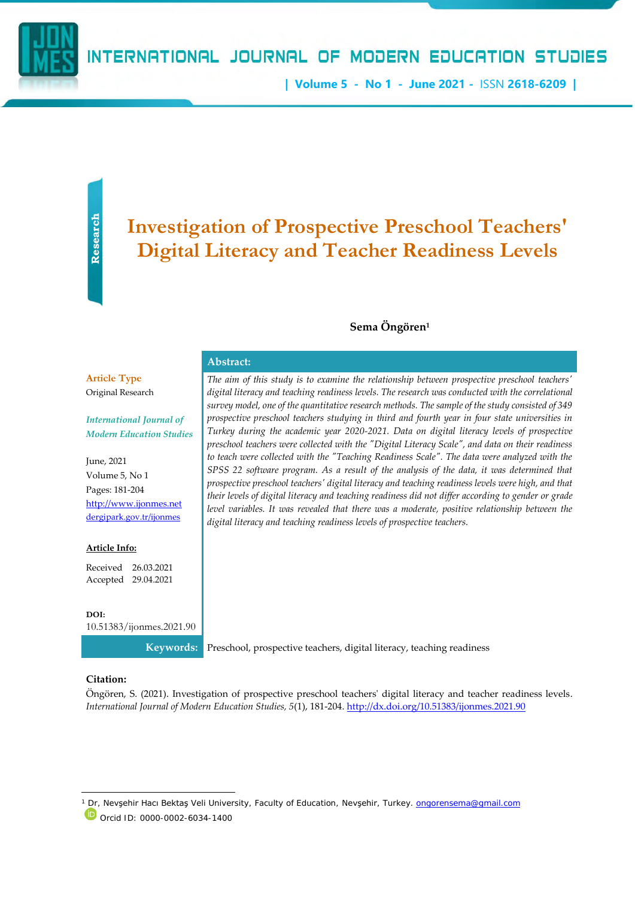Research

# Investigation of Prospective Preschool Teachers' Digital Literacy and Teacher Readiness Levels

**Sema Öngören[1]**

**Article Type**
Original Research

*International Journal of Modern Education Studies*

June, 2021
Volume 5, No 1
Pages: 181-204
http://www.ijonmes.net
dergipark.gov.tr/ijonmes

**Article Info:**

Received 26.03.2021
Accepted 29.04.2021

**DOI:**
10.51383/ijonmes.2021.90

**Abstract:**

*The aim of this study is to examine the relationship between prospective preschool teachers' digital literacy and teaching readiness levels. The research was conducted with the correlational survey model, one of the quantitative research methods. The sample of the study consisted of 349 prospective preschool teachers studying in third and fourth year in four state universities in Turkey during the academic year 2020-2021. Data on digital literacy levels of prospective preschool teachers were collected with the "Digital Literacy Scale", and data on their readiness to teach were collected with the "Teaching Readiness Scale". The data were analyzed with the SPSS 22 software program. As a result of the analysis of the data, it was determined that prospective preschool teachers' digital literacy and teaching readiness levels were high, and that their levels of digital literacy and teaching readiness did not differ according to gender or grade level variables. It was revealed that there was a moderate, positive relationship between the digital literacy and teaching readiness levels of prospective teachers.*

**Keywords:** Preschool, prospective teachers, digital literacy, teaching readiness

**Citation:**

Öngören, S. (2021). Investigation of prospective preschool teachers' digital literacy and teacher readiness levels. *International Journal of Modern Education Studies, 5*(1), 181-204. http://dx.doi.org/10.51383/ijonmes.2021.90

---

[1] Dr, Nevşehir Hacı Bektaş Veli University, Faculty of Education, Nevşehir, Turkey. ongorensema@gmail.com
Orcid ID: 0000-0002-6034-1400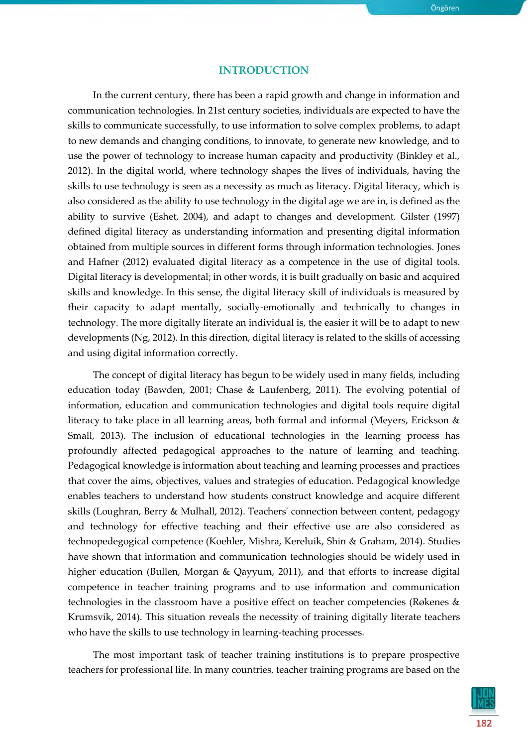## INTRODUCTION

In the current century, there has been a rapid growth and change in information and communication technologies. In 21st century societies, individuals are expected to have the skills to communicate successfully, to use information to solve complex problems, to adapt to new demands and changing conditions, to innovate, to generate new knowledge, and to use the power of technology to increase human capacity and productivity (Binkley et al., 2012). In the digital world, where technology shapes the lives of individuals, having the skills to use technology is seen as a necessity as much as literacy. Digital literacy, which is also considered as the ability to use technology in the digital age we are in, is defined as the ability to survive (Eshet, 2004), and adapt to changes and development. Gilster (1997) defined digital literacy as understanding information and presenting digital information obtained from multiple sources in different forms through information technologies. Jones and Hafner (2012) evaluated digital literacy as a competence in the use of digital tools. Digital literacy is developmental; in other words, it is built gradually on basic and acquired skills and knowledge. In this sense, the digital literacy skill of individuals is measured by their capacity to adapt mentally, socially-emotionally and technically to changes in technology. The more digitally literate an individual is, the easier it will be to adapt to new developments (Ng, 2012). In this direction, digital literacy is related to the skills of accessing and using digital information correctly.

The concept of digital literacy has begun to be widely used in many fields, including education today (Bawden, 2001; Chase & Laufenberg, 2011). The evolving potential of information, education and communication technologies and digital tools require digital literacy to take place in all learning areas, both formal and informal (Meyers, Erickson & Small, 2013). The inclusion of educational technologies in the learning process has profoundly affected pedagogical approaches to the nature of learning and teaching. Pedagogical knowledge is information about teaching and learning processes and practices that cover the aims, objectives, values and strategies of education. Pedagogical knowledge enables teachers to understand how students construct knowledge and acquire different skills (Loughran, Berry & Mulhall, 2012). Teachers' connection between content, pedagogy and technology for effective teaching and their effective use are also considered as technopedegogical competence (Koehler, Mishra, Kereluik, Shin & Graham, 2014). Studies have shown that information and communication technologies should be widely used in higher education (Bullen, Morgan & Qayyum, 2011), and that efforts to increase digital competence in teacher training programs and to use information and communication technologies in the classroom have a positive effect on teacher competencies (Røkenes & Krumsvik, 2014). This situation reveals the necessity of training digitally literate teachers who have the skills to use technology in learning-teaching processes.

The most important task of teacher training institutions is to prepare prospective teachers for professional life. In many countries, teacher training programs are based on the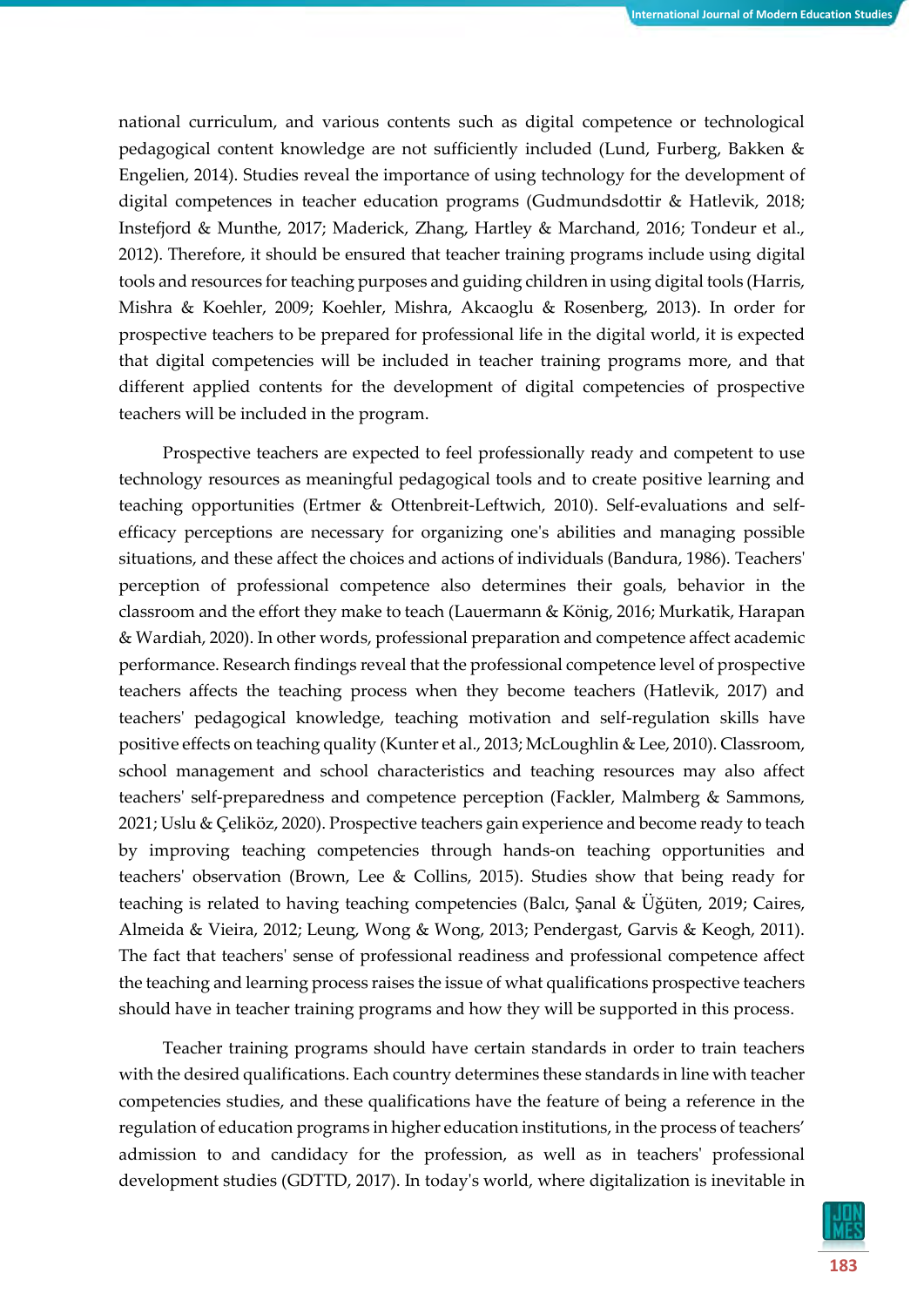national curriculum, and various contents such as digital competence or technological pedagogical content knowledge are not sufficiently included (Lund, Furberg, Bakken & Engelien, 2014). Studies reveal the importance of using technology for the development of digital competences in teacher education programs (Gudmundsdottir & Hatlevik, 2018; Instefjord & Munthe, 2017; Maderick, Zhang, Hartley & Marchand, 2016; Tondeur et al., 2012). Therefore, it should be ensured that teacher training programs include using digital tools and resources for teaching purposes and guiding children in using digital tools (Harris, Mishra & Koehler, 2009; Koehler, Mishra, Akcaoglu & Rosenberg, 2013). In order for prospective teachers to be prepared for professional life in the digital world, it is expected that digital competencies will be included in teacher training programs more, and that different applied contents for the development of digital competencies of prospective teachers will be included in the program.

Prospective teachers are expected to feel professionally ready and competent to use technology resources as meaningful pedagogical tools and to create positive learning and teaching opportunities (Ertmer & Ottenbreit-Leftwich, 2010). Self-evaluations and self-efficacy perceptions are necessary for organizing one's abilities and managing possible situations, and these affect the choices and actions of individuals (Bandura, 1986). Teachers' perception of professional competence also determines their goals, behavior in the classroom and the effort they make to teach (Lauermann & König, 2016; Murkatik, Harapan & Wardiah, 2020). In other words, professional preparation and competence affect academic performance. Research findings reveal that the professional competence level of prospective teachers affects the teaching process when they become teachers (Hatlevik, 2017) and teachers' pedagogical knowledge, teaching motivation and self-regulation skills have positive effects on teaching quality (Kunter et al., 2013; McLoughlin & Lee, 2010). Classroom, school management and school characteristics and teaching resources may also affect teachers' self-preparedness and competence perception (Fackler, Malmberg & Sammons, 2021; Uslu & Çeliköz, 2020). Prospective teachers gain experience and become ready to teach by improving teaching competencies through hands-on teaching opportunities and teachers' observation (Brown, Lee & Collins, 2015). Studies show that being ready for teaching is related to having teaching competencies (Balcı, Şanal & Üğüten, 2019; Caires, Almeida & Vieira, 2012; Leung, Wong & Wong, 2013; Pendergast, Garvis & Keogh, 2011). The fact that teachers' sense of professional readiness and professional competence affect the teaching and learning process raises the issue of what qualifications prospective teachers should have in teacher training programs and how they will be supported in this process.

Teacher training programs should have certain standards in order to train teachers with the desired qualifications. Each country determines these standards in line with teacher competencies studies, and these qualifications have the feature of being a reference in the regulation of education programs in higher education institutions, in the process of teachers' admission to and candidacy for the profession, as well as in teachers' professional development studies (GDTTD, 2017). In today's world, where digitalization is inevitable in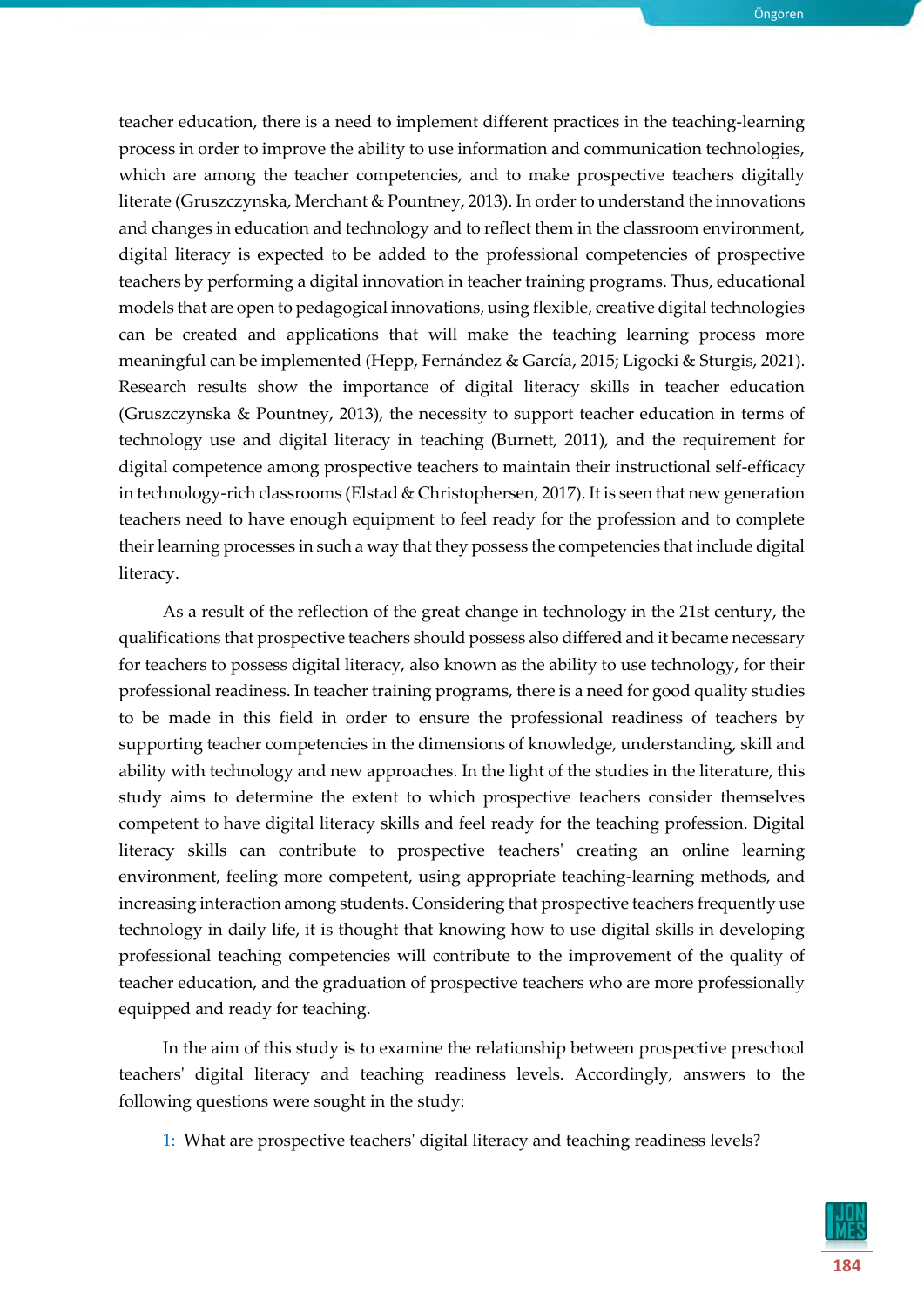teacher education, there is a need to implement different practices in the teaching-learning process in order to improve the ability to use information and communication technologies, which are among the teacher competencies, and to make prospective teachers digitally literate (Gruszczynska, Merchant & Pountney, 2013). In order to understand the innovations and changes in education and technology and to reflect them in the classroom environment, digital literacy is expected to be added to the professional competencies of prospective teachers by performing a digital innovation in teacher training programs. Thus, educational models that are open to pedagogical innovations, using flexible, creative digital technologies can be created and applications that will make the teaching learning process more meaningful can be implemented (Hepp, Fernández & García, 2015; Ligocki & Sturgis, 2021). Research results show the importance of digital literacy skills in teacher education (Gruszczynska & Pountney, 2013), the necessity to support teacher education in terms of technology use and digital literacy in teaching (Burnett, 2011), and the requirement for digital competence among prospective teachers to maintain their instructional self-efficacy in technology-rich classrooms (Elstad & Christophersen, 2017). It is seen that new generation teachers need to have enough equipment to feel ready for the profession and to complete their learning processes in such a way that they possess the competencies that include digital literacy.

As a result of the reflection of the great change in technology in the 21st century, the qualifications that prospective teachers should possess also differed and it became necessary for teachers to possess digital literacy, also known as the ability to use technology, for their professional readiness. In teacher training programs, there is a need for good quality studies to be made in this field in order to ensure the professional readiness of teachers by supporting teacher competencies in the dimensions of knowledge, understanding, skill and ability with technology and new approaches. In the light of the studies in the literature, this study aims to determine the extent to which prospective teachers consider themselves competent to have digital literacy skills and feel ready for the teaching profession. Digital literacy skills can contribute to prospective teachers' creating an online learning environment, feeling more competent, using appropriate teaching-learning methods, and increasing interaction among students. Considering that prospective teachers frequently use technology in daily life, it is thought that knowing how to use digital skills in developing professional teaching competencies will contribute to the improvement of the quality of teacher education, and the graduation of prospective teachers who are more professionally equipped and ready for teaching.

In the aim of this study is to examine the relationship between prospective preschool teachers' digital literacy and teaching readiness levels. Accordingly, answers to the following questions were sought in the study:

1: What are prospective teachers' digital literacy and teaching readiness levels?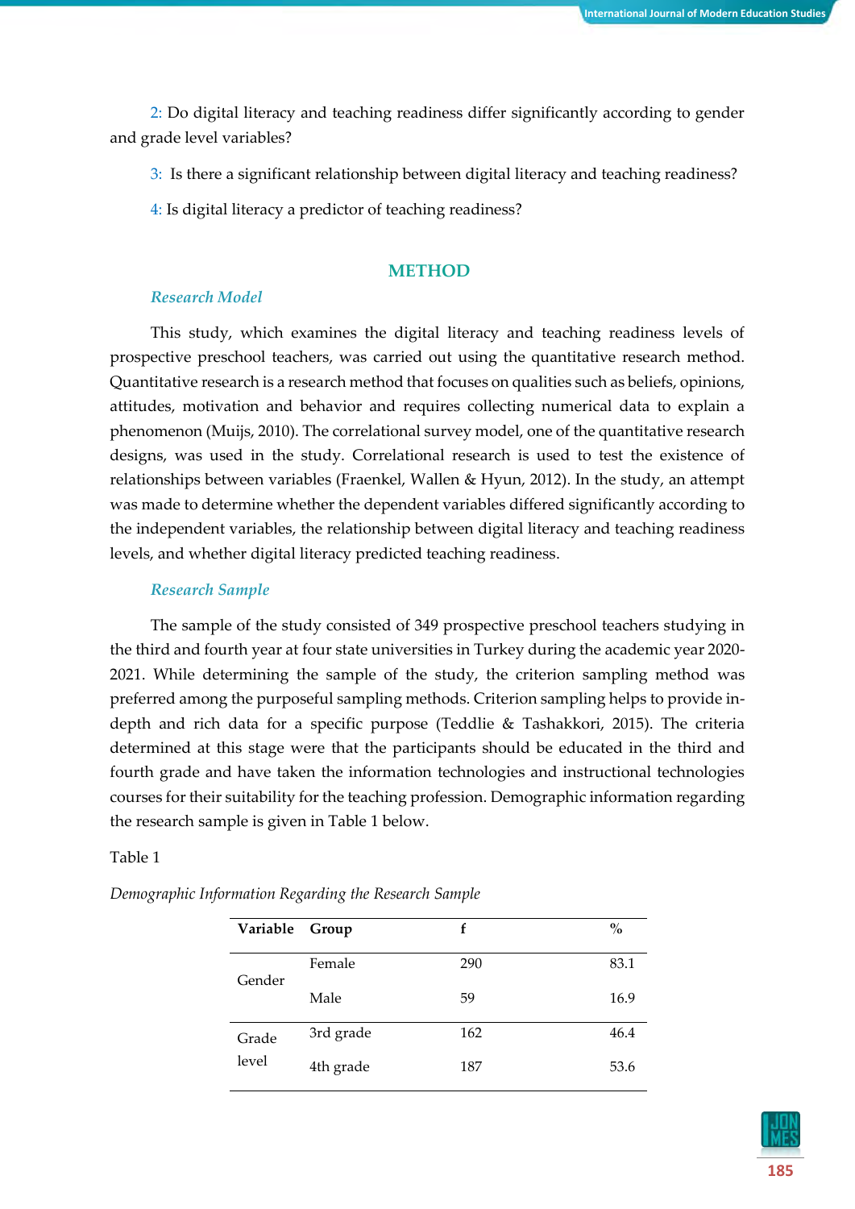2: Do digital literacy and teaching readiness differ significantly according to gender and grade level variables?

3: Is there a significant relationship between digital literacy and teaching readiness?

4: Is digital literacy a predictor of teaching readiness?

## METHOD

### *Research Model*

This study, which examines the digital literacy and teaching readiness levels of prospective preschool teachers, was carried out using the quantitative research method. Quantitative research is a research method that focuses on qualities such as beliefs, opinions, attitudes, motivation and behavior and requires collecting numerical data to explain a phenomenon (Muijs, 2010). The correlational survey model, one of the quantitative research designs, was used in the study. Correlational research is used to test the existence of relationships between variables (Fraenkel, Wallen & Hyun, 2012). In the study, an attempt was made to determine whether the dependent variables differed significantly according to the independent variables, the relationship between digital literacy and teaching readiness levels, and whether digital literacy predicted teaching readiness.

### *Research Sample*

The sample of the study consisted of 349 prospective preschool teachers studying in the third and fourth year at four state universities in Turkey during the academic year 2020-2021. While determining the sample of the study, the criterion sampling method was preferred among the purposeful sampling methods. Criterion sampling helps to provide in-depth and rich data for a specific purpose (Teddlie & Tashakkori, 2015). The criteria determined at this stage were that the participants should be educated in the third and fourth grade and have taken the information technologies and instructional technologies courses for their suitability for the teaching profession. Demographic information regarding the research sample is given in Table 1 below.

Table 1

*Demographic Information Regarding the Research Sample*

| Variable | Group | f | % |
|---|---|---|---|
| Gender | Female | 290 | 83.1 |
| | Male | 59 | 16.9 |
| Grade level | 3rd grade | 162 | 46.4 |
| | 4th grade | 187 | 53.6 |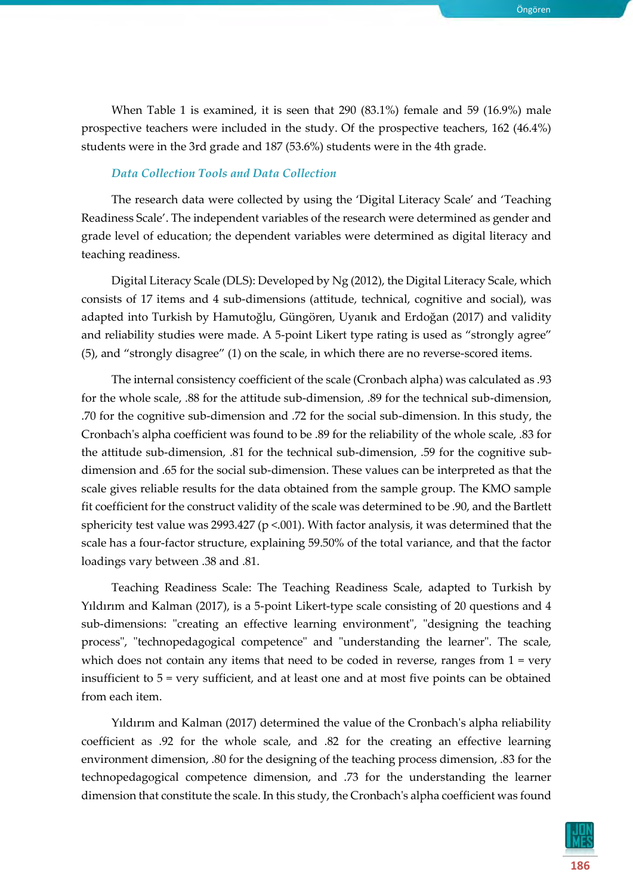When Table 1 is examined, it is seen that 290 (83.1%) female and 59 (16.9%) male prospective teachers were included in the study. Of the prospective teachers, 162 (46.4%) students were in the 3rd grade and 187 (53.6%) students were in the 4th grade.

### *Data Collection Tools and Data Collection*

The research data were collected by using the 'Digital Literacy Scale' and 'Teaching Readiness Scale'. The independent variables of the research were determined as gender and grade level of education; the dependent variables were determined as digital literacy and teaching readiness.

Digital Literacy Scale (DLS): Developed by Ng (2012), the Digital Literacy Scale, which consists of 17 items and 4 sub-dimensions (attitude, technical, cognitive and social), was adapted into Turkish by Hamutoğlu, Güngören, Uyanık and Erdoğan (2017) and validity and reliability studies were made. A 5-point Likert type rating is used as "strongly agree" (5), and "strongly disagree" (1) on the scale, in which there are no reverse-scored items.

The internal consistency coefficient of the scale (Cronbach alpha) was calculated as .93 for the whole scale, .88 for the attitude sub-dimension, .89 for the technical sub-dimension, .70 for the cognitive sub-dimension and .72 for the social sub-dimension. In this study, the Cronbach's alpha coefficient was found to be .89 for the reliability of the whole scale, .83 for the attitude sub-dimension, .81 for the technical sub-dimension, .59 for the cognitive sub-dimension and .65 for the social sub-dimension. These values can be interpreted as that the scale gives reliable results for the data obtained from the sample group. The KMO sample fit coefficient for the construct validity of the scale was determined to be .90, and the Bartlett sphericity test value was 2993.427 ($p < .001$). With factor analysis, it was determined that the scale has a four-factor structure, explaining 59.50% of the total variance, and that the factor loadings vary between .38 and .81.

Teaching Readiness Scale: The Teaching Readiness Scale, adapted to Turkish by Yıldırım and Kalman (2017), is a 5-point Likert-type scale consisting of 20 questions and 4 sub-dimensions: "creating an effective learning environment", "designing the teaching process", "technopedagogical competence" and "understanding the learner". The scale, which does not contain any items that need to be coded in reverse, ranges from 1 = very insufficient to 5 = very sufficient, and at least one and at most five points can be obtained from each item.

Yıldırım and Kalman (2017) determined the value of the Cronbach's alpha reliability coefficient as .92 for the whole scale, and .82 for the creating an effective learning environment dimension, .80 for the designing of the teaching process dimension, .83 for the technopedagogical competence dimension, and .73 for the understanding the learner dimension that constitute the scale. In this study, the Cronbach's alpha coefficient was found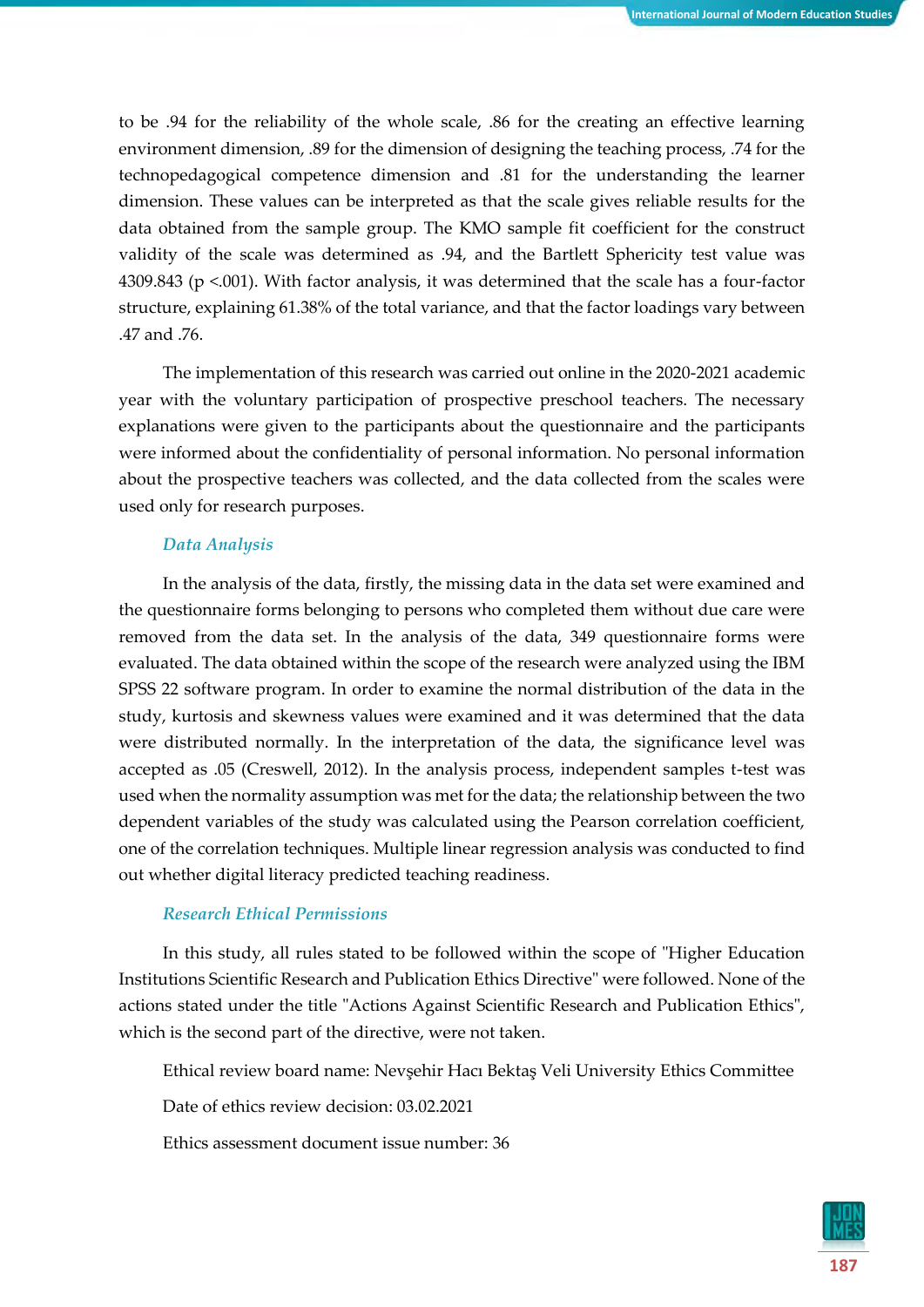to be .94 for the reliability of the whole scale, .86 for the creating an effective learning environment dimension, .89 for the dimension of designing the teaching process, .74 for the technopedagogical competence dimension and .81 for the understanding the learner dimension. These values can be interpreted as that the scale gives reliable results for the data obtained from the sample group. The KMO sample fit coefficient for the construct validity of the scale was determined as .94, and the Bartlett Sphericity test value was 4309.843 ($p < .001$). With factor analysis, it was determined that the scale has a four-factor structure, explaining 61.38% of the total variance, and that the factor loadings vary between .47 and .76.

The implementation of this research was carried out online in the 2020-2021 academic year with the voluntary participation of prospective preschool teachers. The necessary explanations were given to the participants about the questionnaire and the participants were informed about the confidentiality of personal information. No personal information about the prospective teachers was collected, and the data collected from the scales were used only for research purposes.

### *Data Analysis*

In the analysis of the data, firstly, the missing data in the data set were examined and the questionnaire forms belonging to persons who completed them without due care were removed from the data set. In the analysis of the data, 349 questionnaire forms were evaluated. The data obtained within the scope of the research were analyzed using the IBM SPSS 22 software program. In order to examine the normal distribution of the data in the study, kurtosis and skewness values were examined and it was determined that the data were distributed normally. In the interpretation of the data, the significance level was accepted as .05 (Creswell, 2012). In the analysis process, independent samples t-test was used when the normality assumption was met for the data; the relationship between the two dependent variables of the study was calculated using the Pearson correlation coefficient, one of the correlation techniques. Multiple linear regression analysis was conducted to find out whether digital literacy predicted teaching readiness.

### *Research Ethical Permissions*

In this study, all rules stated to be followed within the scope of "Higher Education Institutions Scientific Research and Publication Ethics Directive" were followed. None of the actions stated under the title "Actions Against Scientific Research and Publication Ethics", which is the second part of the directive, were not taken.

Ethical review board name: Nevşehir Hacı Bektaş Veli University Ethics Committee

Date of ethics review decision: 03.02.2021

Ethics assessment document issue number: 36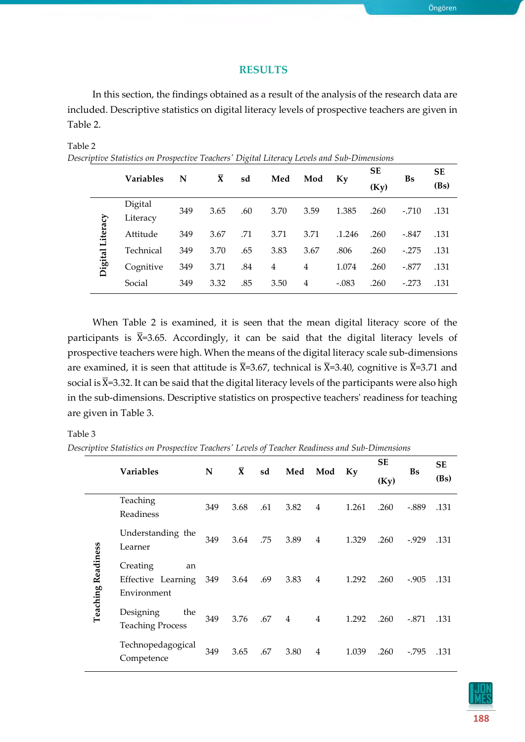## RESULTS

In this section, the findings obtained as a result of the analysis of the research data are included. Descriptive statistics on digital literacy levels of prospective teachers are given in Table 2.

Table 2

*Descriptive Statistics on Prospective Teachers' Digital Literacy Levels and Sub-Dimensions*

| | Variables | N | $\bar{X}$ | sd | Med | Mod | Ky | SE (Ky) | Bs | SE (Bs) |
|---|---|---|---|---|---|---|---|---|---|---|
| Digital Literacy | Digital Literacy | 349 | 3.65 | .60 | 3.70 | 3.59 | 1.385 | .260 | -.710 | .131 |
| | Attitude | 349 | 3.67 | .71 | 3.71 | 3.71 | .1.246 | .260 | -.847 | .131 |
| | Technical | 349 | 3.70 | .65 | 3.83 | 3.67 | .806 | .260 | -.275 | .131 |
| | Cognitive | 349 | 3.71 | .84 | 4 | 4 | 1.074 | .260 | -.877 | .131 |
| | Social | 349 | 3.32 | .85 | 3.50 | 4 | -.083 | .260 | -.273 | .131 |

When Table 2 is examined, it is seen that the mean digital literacy score of the participants is $\bar{X}$=3.65. Accordingly, it can be said that the digital literacy levels of prospective teachers were high. When the means of the digital literacy scale sub-dimensions are examined, it is seen that attitude is $\bar{X}$=3.67, technical is $\bar{X}$=3.40, cognitive is $\bar{X}$=3.71 and social is $\bar{X}$=3.32. It can be said that the digital literacy levels of the participants were also high in the sub-dimensions. Descriptive statistics on prospective teachers' readiness for teaching are given in Table 3.

Table 3

*Descriptive Statistics on Prospective Teachers' Levels of Teacher Readiness and Sub-Dimensions*

| | Variables | N | $\bar{X}$ | sd | Med | Mod | Ky | SE (Ky) | Bs | SE (Bs) |
|---|---|---|---|---|---|---|---|---|---|---|
| Teaching Readiness | Teaching Readiness | 349 | 3.68 | .61 | 3.82 | 4 | 1.261 | .260 | -.889 | .131 |
| | Understanding the Learner | 349 | 3.64 | .75 | 3.89 | 4 | 1.329 | .260 | -.929 | .131 |
| | Creating an Effective Learning Environment | 349 | 3.64 | .69 | 3.83 | 4 | 1.292 | .260 | -.905 | .131 |
| | Designing the Teaching Process | 349 | 3.76 | .67 | 4 | 4 | 1.292 | .260 | -.871 | .131 |
| | Technopedagogical Competence | 349 | 3.65 | .67 | 3.80 | 4 | 1.039 | .260 | -.795 | .131 |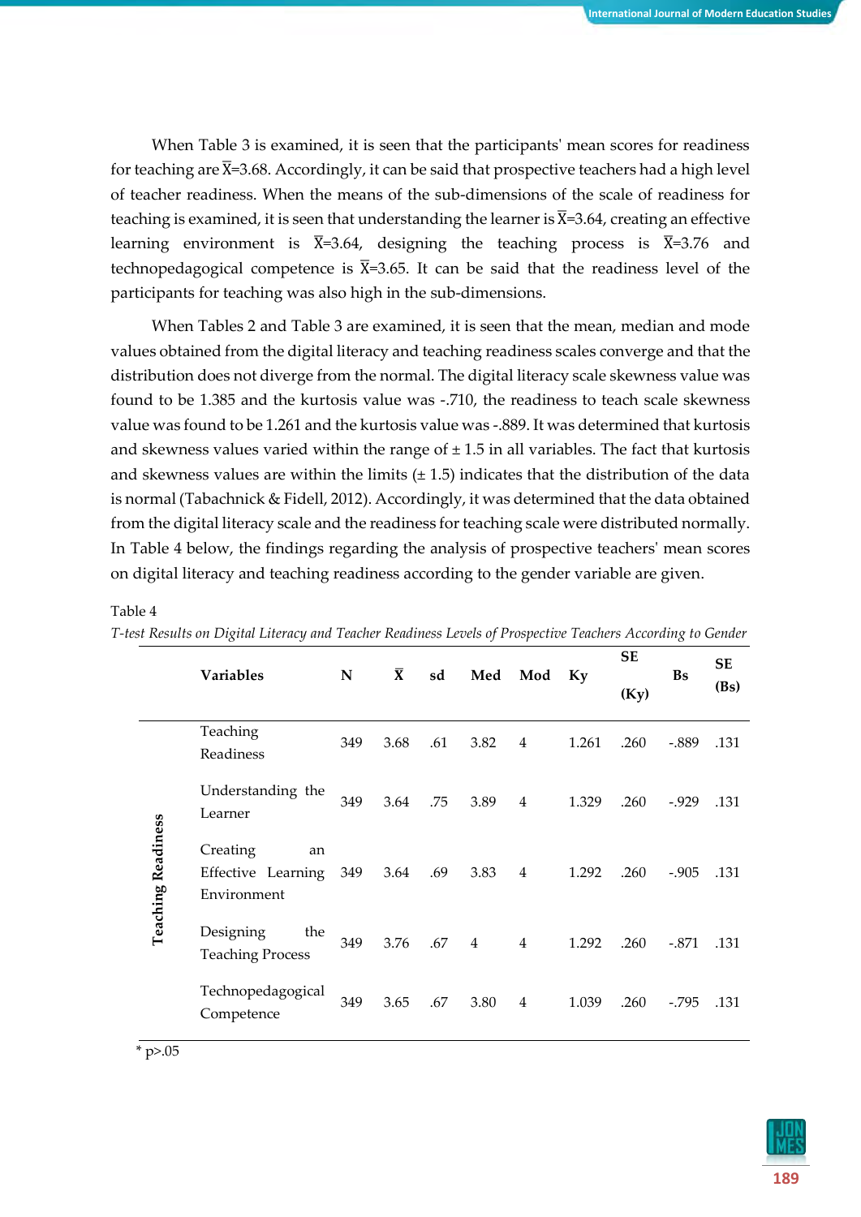When Table 3 is examined, it is seen that the participants' mean scores for readiness for teaching are $\bar{X}$=3.68. Accordingly, it can be said that prospective teachers had a high level of teacher readiness. When the means of the sub-dimensions of the scale of readiness for teaching is examined, it is seen that understanding the learner is $\bar{X}$=3.64, creating an effective learning environment is $\bar{X}$=3.64, designing the teaching process is $\bar{X}$=3.76 and technopedagogical competence is $\bar{X}$=3.65. It can be said that the readiness level of the participants for teaching was also high in the sub-dimensions.

When Tables 2 and Table 3 are examined, it is seen that the mean, median and mode values obtained from the digital literacy and teaching readiness scales converge and that the distribution does not diverge from the normal. The digital literacy scale skewness value was found to be 1.385 and the kurtosis value was -.710, the readiness to teach scale skewness value was found to be 1.261 and the kurtosis value was -.889. It was determined that kurtosis and skewness values varied within the range of ± 1.5 in all variables. The fact that kurtosis and skewness values are within the limits (± 1.5) indicates that the distribution of the data is normal (Tabachnick & Fidell, 2012). Accordingly, it was determined that the data obtained from the digital literacy scale and the readiness for teaching scale were distributed normally. In Table 4 below, the findings regarding the analysis of prospective teachers' mean scores on digital literacy and teaching readiness according to the gender variable are given.

Table 4

*T-test Results on Digital Literacy and Teacher Readiness Levels of Prospective Teachers According to Gender*

| | Variables | N | $\bar{X}$ | sd | Med | Mod | Ky | SE (Ky) | Bs | SE (Bs) |
|---|---|---|---|---|---|---|---|---|---|---|
| Teaching Readiness | Teaching Readiness | 349 | 3.68 | .61 | 3.82 | 4 | 1.261 | .260 | -.889 | .131 |
| | Understanding the Learner | 349 | 3.64 | .75 | 3.89 | 4 | 1.329 | .260 | -.929 | .131 |
| | Creating an Effective Learning Environment | 349 | 3.64 | .69 | 3.83 | 4 | 1.292 | .260 | -.905 | .131 |
| | Designing the Teaching Process | 349 | 3.76 | .67 | 4 | 4 | 1.292 | .260 | -.871 | .131 |
| | Technopedagogical Competence | 349 | 3.65 | .67 | 3.80 | 4 | 1.039 | .260 | -.795 | .131 |

\* p>.05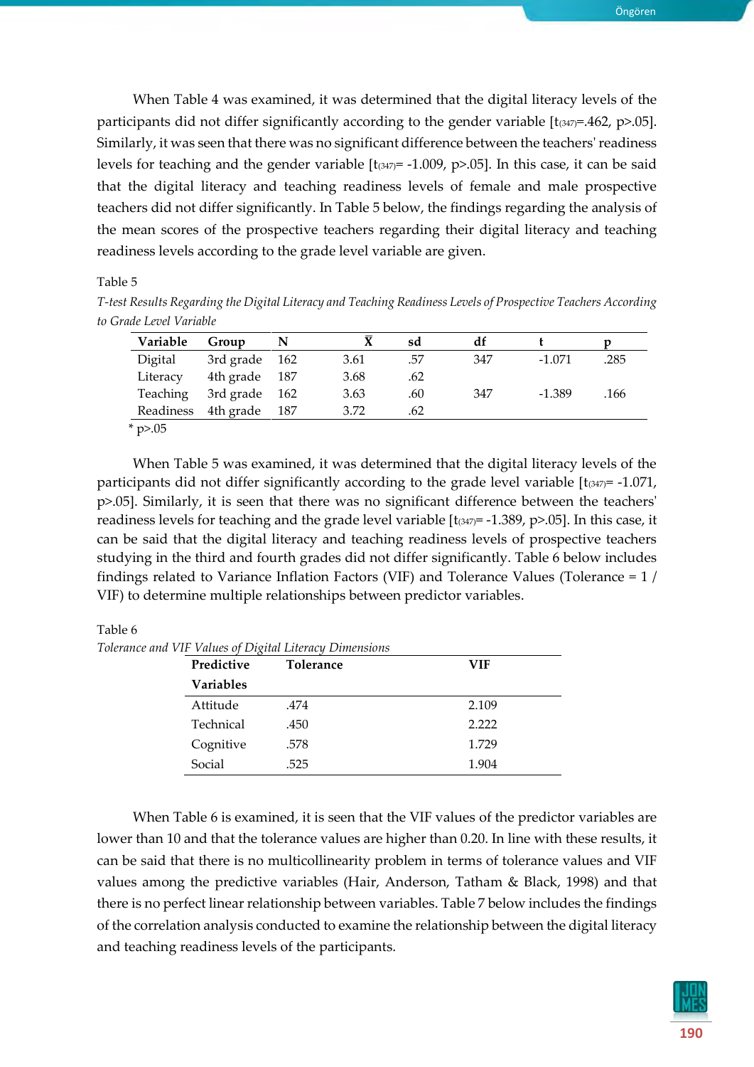When Table 4 was examined, it was determined that the digital literacy levels of the participants did not differ significantly according to the gender variable [$t_{(347)}$=.462, p>.05]. Similarly, it was seen that there was no significant difference between the teachers' readiness levels for teaching and the gender variable [$t_{(347)}$= -1.009, p>.05]. In this case, it can be said that the digital literacy and teaching readiness levels of female and male prospective teachers did not differ significantly. In Table 5 below, the findings regarding the analysis of the mean scores of the prospective teachers regarding their digital literacy and teaching readiness levels according to the grade level variable are given.

Table 5

*T-test Results Regarding the Digital Literacy and Teaching Readiness Levels of Prospective Teachers According to Grade Level Variable*

| Variable | Group | N | $\bar{X}$ | sd | df | t | p |
|---|---|---|---|---|---|---|---|
| Digital Literacy | 3rd grade | 162 | 3.61 | .57 | 347 | -1.071 | .285 |
| | 4th grade | 187 | 3.68 | .62 | | | |
| Teaching Readiness | 3rd grade | 162 | 3.63 | .60 | 347 | -1.389 | .166 |
| | 4th grade | 187 | 3.72 | .62 | | | |

* p>.05

When Table 5 was examined, it was determined that the digital literacy levels of the participants did not differ significantly according to the grade level variable [$t_{(347)}$= -1.071, p>.05]. Similarly, it is seen that there was no significant difference between the teachers' readiness levels for teaching and the grade level variable [$t_{(347)}$= -1.389, p>.05]. In this case, it can be said that the digital literacy and teaching readiness levels of prospective teachers studying in the third and fourth grades did not differ significantly. Table 6 below includes findings related to Variance Inflation Factors (VIF) and Tolerance Values (Tolerance = 1 / VIF) to determine multiple relationships between predictor variables.

Table 6

*Tolerance and VIF Values of Digital Literacy Dimensions*

| Predictive Variables | Tolerance | VIF |
|---|---|---|
| Attitude | .474 | 2.109 |
| Technical | .450 | 2.222 |
| Cognitive | .578 | 1.729 |
| Social | .525 | 1.904 |

When Table 6 is examined, it is seen that the VIF values of the predictor variables are lower than 10 and that the tolerance values are higher than 0.20. In line with these results, it can be said that there is no multicollinearity problem in terms of tolerance values and VIF values among the predictive variables (Hair, Anderson, Tatham & Black, 1998) and that there is no perfect linear relationship between variables. Table 7 below includes the findings of the correlation analysis conducted to examine the relationship between the digital literacy and teaching readiness levels of the participants.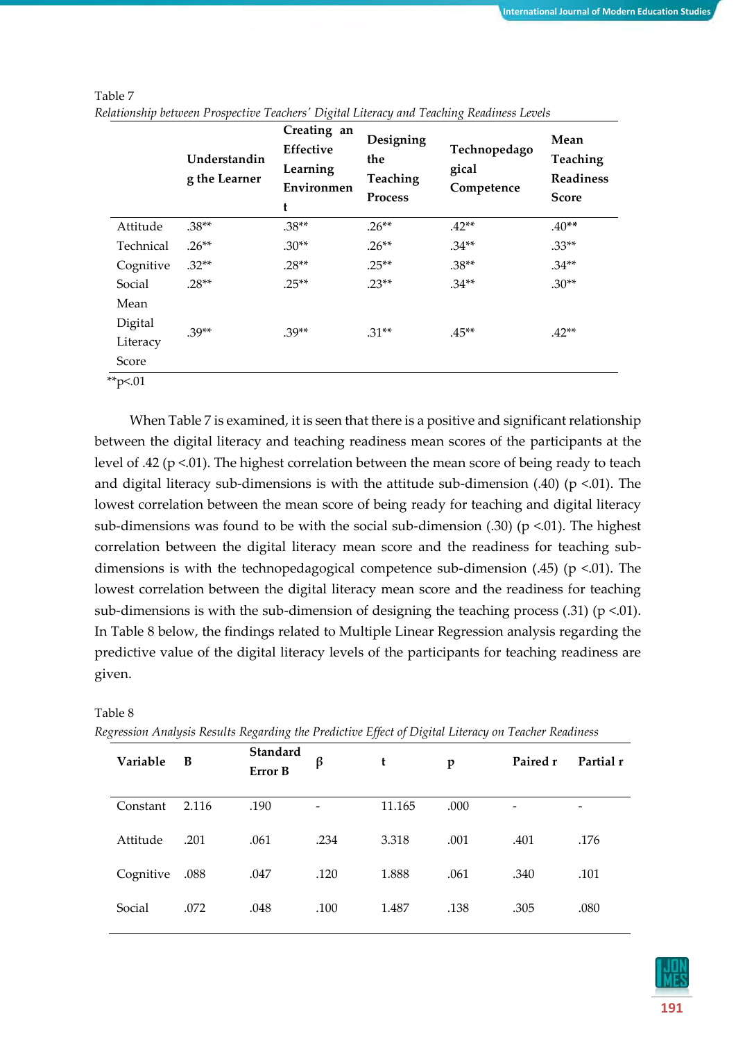Table 7

*Relationship between Prospective Teachers' Digital Literacy and Teaching Readiness Levels*

| | Understanding the Learner | Creating an Effective Learning Environment | Designing the Teaching Process | Technopedagogical Competence | Mean Teaching Readiness Score |
|---|---|---|---|---|---|
| Attitude | .38** | .38** | .26** | .42** | .40** |
| Technical | .26** | .30** | .26** | .34** | .33** |
| Cognitive | .32** | .28** | .25** | .38** | .34** |
| Social | .28** | .25** | .23** | .34** | .30** |
| Mean Digital Literacy Score | .39** | .39** | .31** | .45** | .42** |

**p<.01

When Table 7 is examined, it is seen that there is a positive and significant relationship between the digital literacy and teaching readiness mean scores of the participants at the level of .42 (p <.01). The highest correlation between the mean score of being ready to teach and digital literacy sub-dimensions is with the attitude sub-dimension (.40) (p <.01). The lowest correlation between the mean score of being ready for teaching and digital literacy sub-dimensions was found to be with the social sub-dimension (.30) (p <.01). The highest correlation between the digital literacy mean score and the readiness for teaching sub-dimensions is with the technopedagogical competence sub-dimension (.45) (p <.01). The lowest correlation between the digital literacy mean score and the readiness for teaching sub-dimensions is with the sub-dimension of designing the teaching process (.31) (p <.01). In Table 8 below, the findings related to Multiple Linear Regression analysis regarding the predictive value of the digital literacy levels of the participants for teaching readiness are given.

Table 8

*Regression Analysis Results Regarding the Predictive Effect of Digital Literacy on Teacher Readiness*

| Variable | B | Standard Error B | β | t | p | Paired r | Partial r |
|---|---|---|---|---|---|---|---|
| Constant | 2.116 | .190 | - | 11.165 | .000 | - | - |
| Attitude | .201 | .061 | .234 | 3.318 | .001 | .401 | .176 |
| Cognitive | .088 | .047 | .120 | 1.888 | .061 | .340 | .101 |
| Social | .072 | .048 | .100 | 1.487 | .138 | .305 | .080 |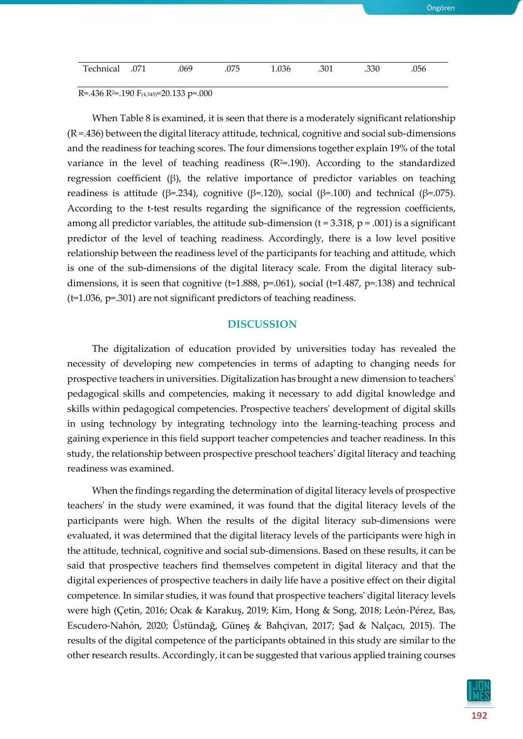| Technical | .071 | .069 | .075 | 1.036 | .301 | .330 | .056 |
|---|---|---|---|---|---|---|---|

R=.436 $R^2$=.190 $F_{(4,345)}$=20.133 p=.000

When Table 8 is examined, it is seen that there is a moderately significant relationship (R =.436) between the digital literacy attitude, technical, cognitive and social sub-dimensions and the readiness for teaching scores. The four dimensions together explain 19% of the total variance in the level of teaching readiness ($R^2$=.190). According to the standardized regression coefficient (β), the relative importance of predictor variables on teaching readiness is attitude (β=.234), cognitive (β=.120), social (β=.100) and technical (β=.075). According to the t-test results regarding the significance of the regression coefficients, among all predictor variables, the attitude sub-dimension (t = 3.318, p = .001) is a significant predictor of the level of teaching readiness. Accordingly, there is a low level positive relationship between the readiness level of the participants for teaching and attitude, which is one of the sub-dimensions of the digital literacy scale. From the digital literacy sub-dimensions, it is seen that cognitive (t=1.888, p=.061), social (t=1.487, p=.138) and technical (t=1.036, p=.301) are not significant predictors of teaching readiness.

## DISCUSSION

The digitalization of education provided by universities today has revealed the necessity of developing new competencies in terms of adapting to changing needs for prospective teachers in universities. Digitalization has brought a new dimension to teachers' pedagogical skills and competencies, making it necessary to add digital knowledge and skills within pedagogical competencies. Prospective teachers' development of digital skills in using technology by integrating technology into the learning-teaching process and gaining experience in this field support teacher competencies and teacher readiness. In this study, the relationship between prospective preschool teachers' digital literacy and teaching readiness was examined.

When the findings regarding the determination of digital literacy levels of prospective teachers' in the study were examined, it was found that the digital literacy levels of the participants were high. When the results of the digital literacy sub-dimensions were evaluated, it was determined that the digital literacy levels of the participants were high in the attitude, technical, cognitive and social sub-dimensions. Based on these results, it can be said that prospective teachers find themselves competent in digital literacy and that the digital experiences of prospective teachers in daily life have a positive effect on their digital competence. In similar studies, it was found that prospective teachers' digital literacy levels were high (Çetin, 2016; Ocak & Karakuş, 2019; Kim, Hong & Song, 2018; León-Pérez, Bas, Escudero-Nahón, 2020; Üstündağ, Güneş & Bahçivan, 2017; Şad & Nalçacı, 2015). The results of the digital competence of the participants obtained in this study are similar to the other research results. Accordingly, it can be suggested that various applied training courses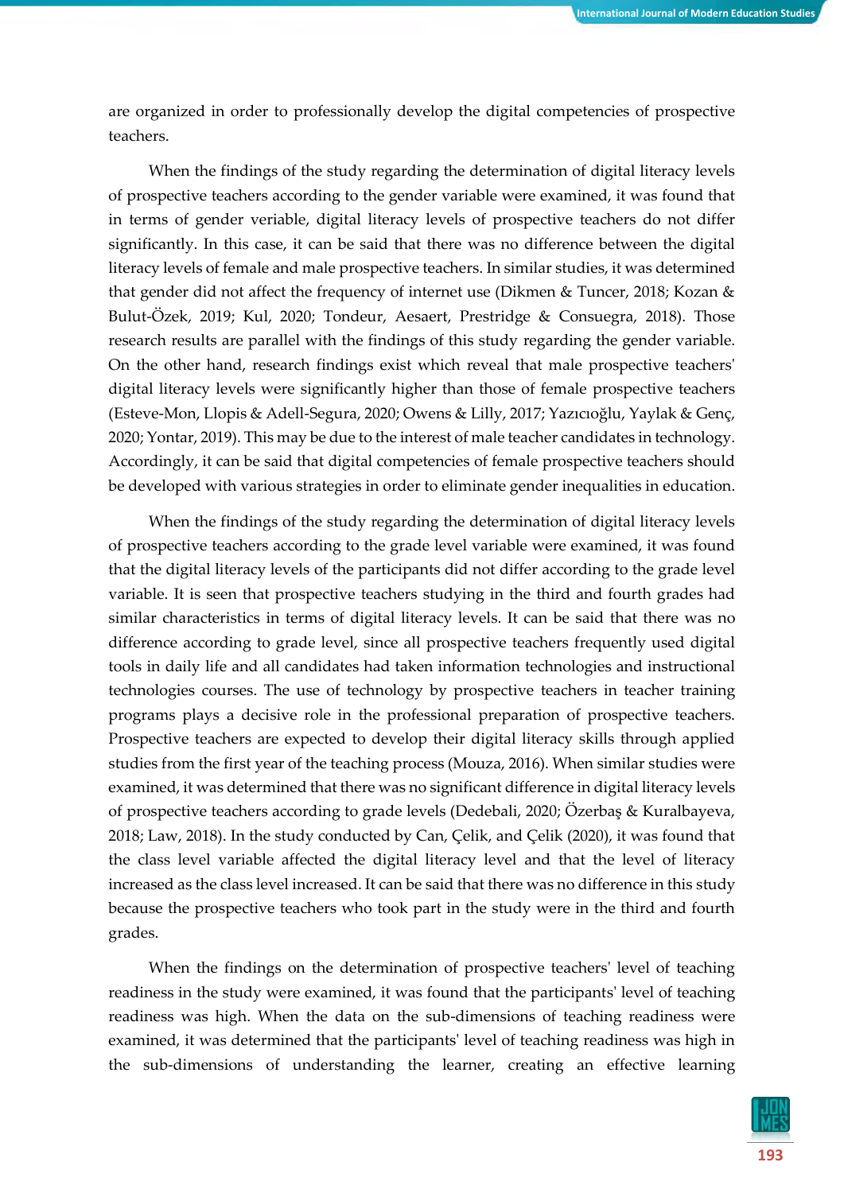are organized in order to professionally develop the digital competencies of prospective teachers.

When the findings of the study regarding the determination of digital literacy levels of prospective teachers according to the gender variable were examined, it was found that in terms of gender veriable, digital literacy levels of prospective teachers do not differ significantly. In this case, it can be said that there was no difference between the digital literacy levels of female and male prospective teachers. In similar studies, it was determined that gender did not affect the frequency of internet use (Dikmen & Tuncer, 2018; Kozan & Bulut-Özek, 2019; Kul, 2020; Tondeur, Aesaert, Prestridge & Consuegra, 2018). Those research results are parallel with the findings of this study regarding the gender variable. On the other hand, research findings exist which reveal that male prospective teachers' digital literacy levels were significantly higher than those of female prospective teachers (Esteve-Mon, Llopis & Adell-Segura, 2020; Owens & Lilly, 2017; Yazıcıoğlu, Yaylak & Genç, 2020; Yontar, 2019). This may be due to the interest of male teacher candidates in technology. Accordingly, it can be said that digital competencies of female prospective teachers should be developed with various strategies in order to eliminate gender inequalities in education.

When the findings of the study regarding the determination of digital literacy levels of prospective teachers according to the grade level variable were examined, it was found that the digital literacy levels of the participants did not differ according to the grade level variable. It is seen that prospective teachers studying in the third and fourth grades had similar characteristics in terms of digital literacy levels. It can be said that there was no difference according to grade level, since all prospective teachers frequently used digital tools in daily life and all candidates had taken information technologies and instructional technologies courses. The use of technology by prospective teachers in teacher training programs plays a decisive role in the professional preparation of prospective teachers. Prospective teachers are expected to develop their digital literacy skills through applied studies from the first year of the teaching process (Mouza, 2016). When similar studies were examined, it was determined that there was no significant difference in digital literacy levels of prospective teachers according to grade levels (Dedebali, 2020; Özerbaş & Kuralbayeva, 2018; Law, 2018). In the study conducted by Can, Çelik, and Çelik (2020), it was found that the class level variable affected the digital literacy level and that the level of literacy increased as the class level increased. It can be said that there was no difference in this study because the prospective teachers who took part in the study were in the third and fourth grades.

When the findings on the determination of prospective teachers' level of teaching readiness in the study were examined, it was found that the participants' level of teaching readiness was high. When the data on the sub-dimensions of teaching readiness were examined, it was determined that the participants' level of teaching readiness was high in the sub-dimensions of understanding the learner, creating an effective learning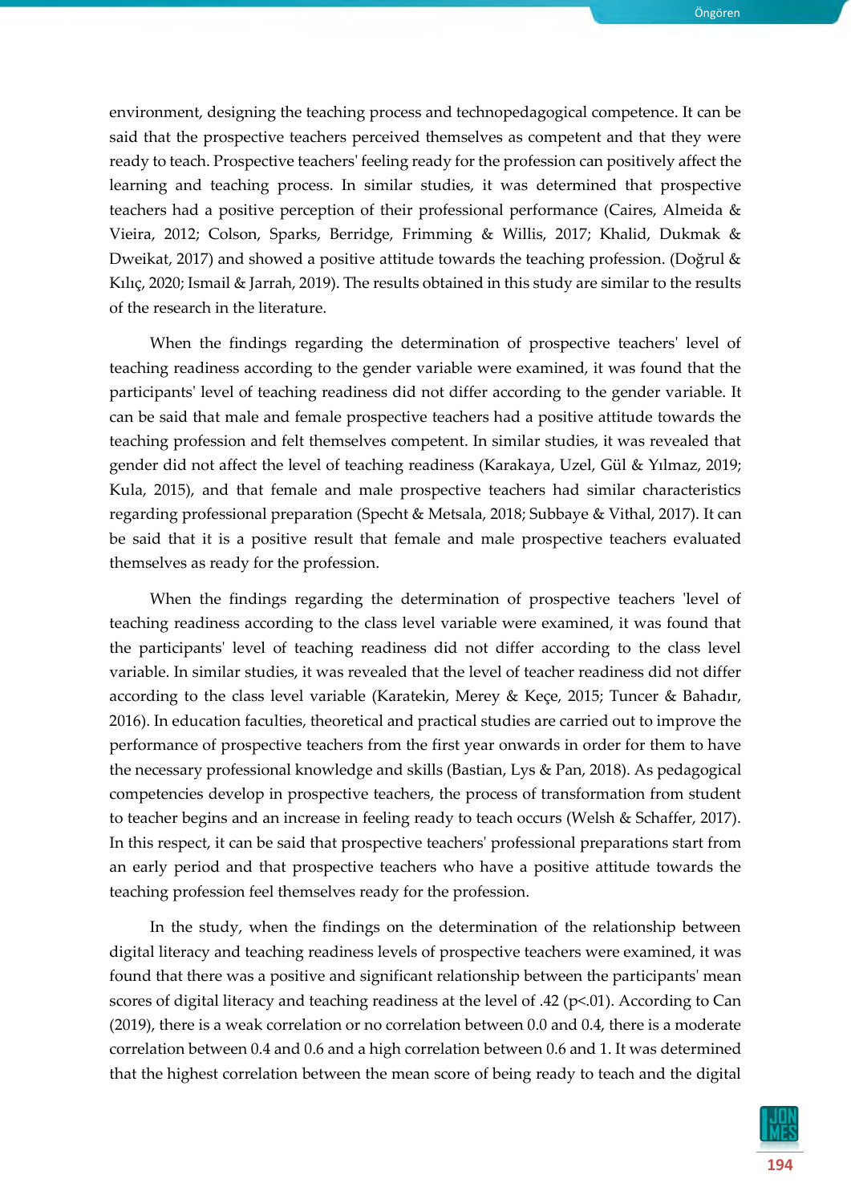environment, designing the teaching process and technopedagogical competence. It can be said that the prospective teachers perceived themselves as competent and that they were ready to teach. Prospective teachers' feeling ready for the profession can positively affect the learning and teaching process. In similar studies, it was determined that prospective teachers had a positive perception of their professional performance (Caires, Almeida & Vieira, 2012; Colson, Sparks, Berridge, Frimming & Willis, 2017; Khalid, Dukmak & Dweikat, 2017) and showed a positive attitude towards the teaching profession. (Doğrul & Kılıç, 2020; Ismail & Jarrah, 2019). The results obtained in this study are similar to the results of the research in the literature.

When the findings regarding the determination of prospective teachers' level of teaching readiness according to the gender variable were examined, it was found that the participants' level of teaching readiness did not differ according to the gender variable. It can be said that male and female prospective teachers had a positive attitude towards the teaching profession and felt themselves competent. In similar studies, it was revealed that gender did not affect the level of teaching readiness (Karakaya, Uzel, Gül & Yılmaz, 2019; Kula, 2015), and that female and male prospective teachers had similar characteristics regarding professional preparation (Specht & Metsala, 2018; Subbaye & Vithal, 2017). It can be said that it is a positive result that female and male prospective teachers evaluated themselves as ready for the profession.

When the findings regarding the determination of prospective teachers 'level of teaching readiness according to the class level variable were examined, it was found that the participants' level of teaching readiness did not differ according to the class level variable. In similar studies, it was revealed that the level of teacher readiness did not differ according to the class level variable (Karatekin, Merey & Keçe, 2015; Tuncer & Bahadır, 2016). In education faculties, theoretical and practical studies are carried out to improve the performance of prospective teachers from the first year onwards in order for them to have the necessary professional knowledge and skills (Bastian, Lys & Pan, 2018). As pedagogical competencies develop in prospective teachers, the process of transformation from student to teacher begins and an increase in feeling ready to teach occurs (Welsh & Schaffer, 2017). In this respect, it can be said that prospective teachers' professional preparations start from an early period and that prospective teachers who have a positive attitude towards the teaching profession feel themselves ready for the profession.

In the study, when the findings on the determination of the relationship between digital literacy and teaching readiness levels of prospective teachers were examined, it was found that there was a positive and significant relationship between the participants' mean scores of digital literacy and teaching readiness at the level of .42 ($p<.01$). According to Can (2019), there is a weak correlation or no correlation between 0.0 and 0.4, there is a moderate correlation between 0.4 and 0.6 and a high correlation between 0.6 and 1. It was determined that the highest correlation between the mean score of being ready to teach and the digital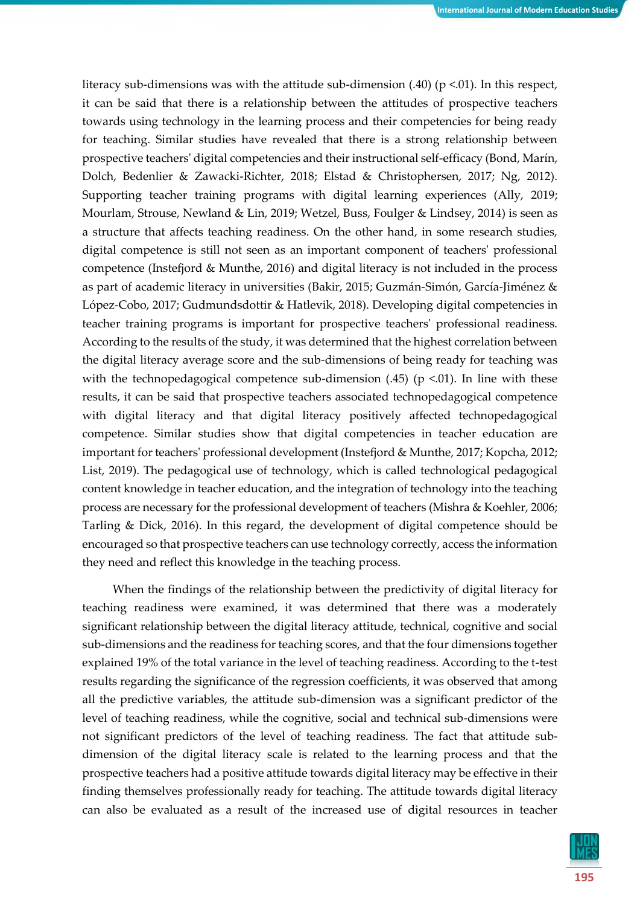literacy sub-dimensions was with the attitude sub-dimension (.40) ($p < .01$). In this respect, it can be said that there is a relationship between the attitudes of prospective teachers towards using technology in the learning process and their competencies for being ready for teaching. Similar studies have revealed that there is a strong relationship between prospective teachers' digital competencies and their instructional self-efficacy (Bond, Marín, Dolch, Bedenlier & Zawacki-Richter, 2018; Elstad & Christophersen, 2017; Ng, 2012). Supporting teacher training programs with digital learning experiences (Ally, 2019; Mourlam, Strouse, Newland & Lin, 2019; Wetzel, Buss, Foulger & Lindsey, 2014) is seen as a structure that affects teaching readiness. On the other hand, in some research studies, digital competence is still not seen as an important component of teachers' professional competence (Instefjord & Munthe, 2016) and digital literacy is not included in the process as part of academic literacy in universities (Bakir, 2015; Guzmán-Simón, García-Jiménez & López-Cobo, 2017; Gudmundsdottir & Hatlevik, 2018). Developing digital competencies in teacher training programs is important for prospective teachers' professional readiness. According to the results of the study, it was determined that the highest correlation between the digital literacy average score and the sub-dimensions of being ready for teaching was with the technopedagogical competence sub-dimension (.45) ($p < .01$). In line with these results, it can be said that prospective teachers associated technopedagogical competence with digital literacy and that digital literacy positively affected technopedagogical competence. Similar studies show that digital competencies in teacher education are important for teachers' professional development (Instefjord & Munthe, 2017; Kopcha, 2012; List, 2019). The pedagogical use of technology, which is called technological pedagogical content knowledge in teacher education, and the integration of technology into the teaching process are necessary for the professional development of teachers (Mishra & Koehler, 2006; Tarling & Dick, 2016). In this regard, the development of digital competence should be encouraged so that prospective teachers can use technology correctly, access the information they need and reflect this knowledge in the teaching process.

When the findings of the relationship between the predictivity of digital literacy for teaching readiness were examined, it was determined that there was a moderately significant relationship between the digital literacy attitude, technical, cognitive and social sub-dimensions and the readiness for teaching scores, and that the four dimensions together explained 19% of the total variance in the level of teaching readiness. According to the t-test results regarding the significance of the regression coefficients, it was observed that among all the predictive variables, the attitude sub-dimension was a significant predictor of the level of teaching readiness, while the cognitive, social and technical sub-dimensions were not significant predictors of the level of teaching readiness. The fact that attitude sub-dimension of the digital literacy scale is related to the learning process and that the prospective teachers had a positive attitude towards digital literacy may be effective in their finding themselves professionally ready for teaching. The attitude towards digital literacy can also be evaluated as a result of the increased use of digital resources in teacher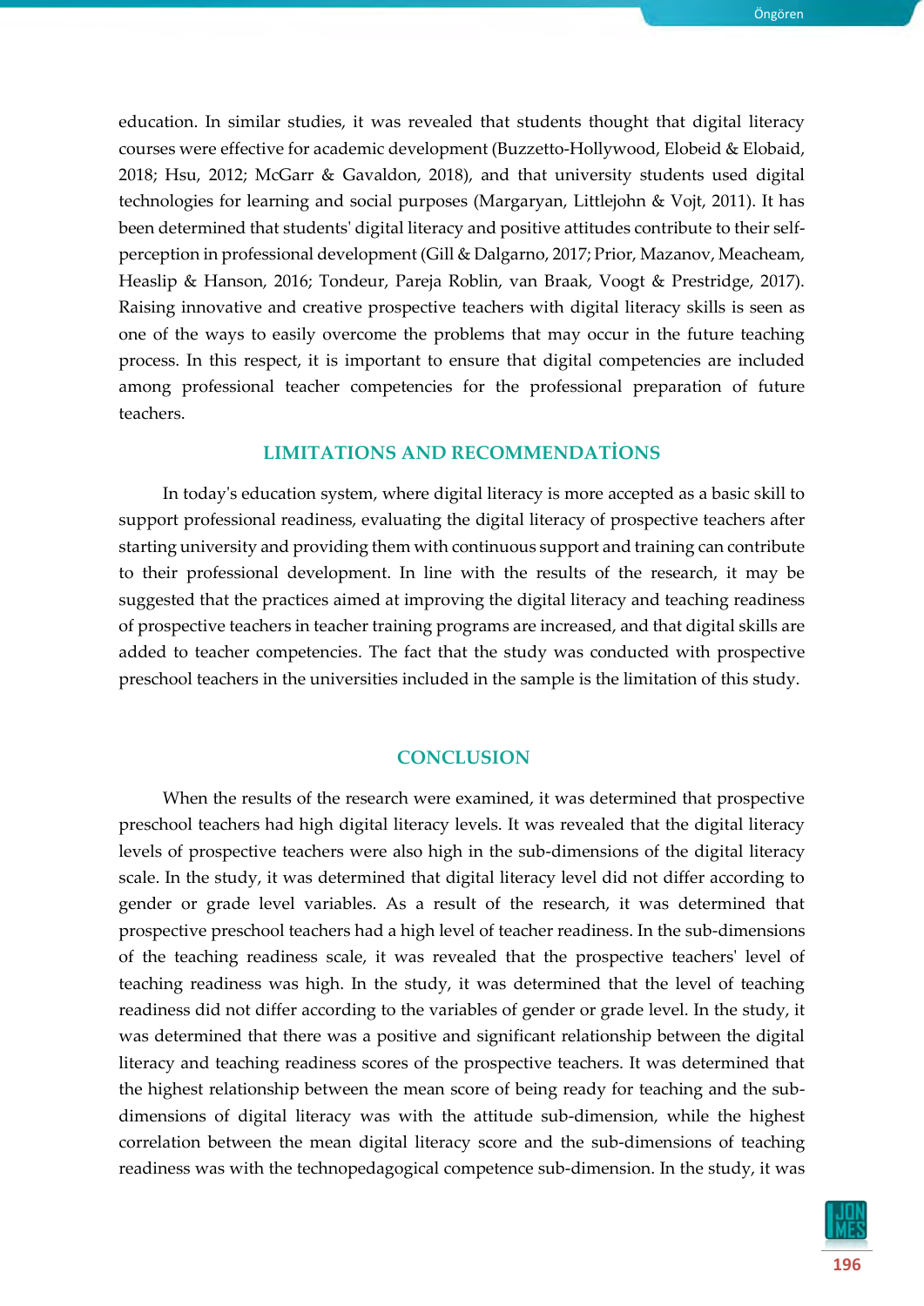education. In similar studies, it was revealed that students thought that digital literacy courses were effective for academic development (Buzzetto-Hollywood, Elobeid & Elobaid, 2018; Hsu, 2012; McGarr & Gavaldon, 2018), and that university students used digital technologies for learning and social purposes (Margaryan, Littlejohn & Vojt, 2011). It has been determined that students' digital literacy and positive attitudes contribute to their self-perception in professional development (Gill & Dalgarno, 2017; Prior, Mazanov, Meacheam, Heaslip & Hanson, 2016; Tondeur, Pareja Roblin, van Braak, Voogt & Prestridge, 2017). Raising innovative and creative prospective teachers with digital literacy skills is seen as one of the ways to easily overcome the problems that may occur in the future teaching process. In this respect, it is important to ensure that digital competencies are included among professional teacher competencies for the professional preparation of future teachers.

## LIMITATIONS AND RECOMMENDATİONS

In today's education system, where digital literacy is more accepted as a basic skill to support professional readiness, evaluating the digital literacy of prospective teachers after starting university and providing them with continuous support and training can contribute to their professional development. In line with the results of the research, it may be suggested that the practices aimed at improving the digital literacy and teaching readiness of prospective teachers in teacher training programs are increased, and that digital skills are added to teacher competencies. The fact that the study was conducted with prospective preschool teachers in the universities included in the sample is the limitation of this study.

## CONCLUSION

When the results of the research were examined, it was determined that prospective preschool teachers had high digital literacy levels. It was revealed that the digital literacy levels of prospective teachers were also high in the sub-dimensions of the digital literacy scale. In the study, it was determined that digital literacy level did not differ according to gender or grade level variables. As a result of the research, it was determined that prospective preschool teachers had a high level of teacher readiness. In the sub-dimensions of the teaching readiness scale, it was revealed that the prospective teachers' level of teaching readiness was high. In the study, it was determined that the level of teaching readiness did not differ according to the variables of gender or grade level. In the study, it was determined that there was a positive and significant relationship between the digital literacy and teaching readiness scores of the prospective teachers. It was determined that the highest relationship between the mean score of being ready for teaching and the sub-dimensions of digital literacy was with the attitude sub-dimension, while the highest correlation between the mean digital literacy score and the sub-dimensions of teaching readiness was with the technopedagogical competence sub-dimension. In the study, it was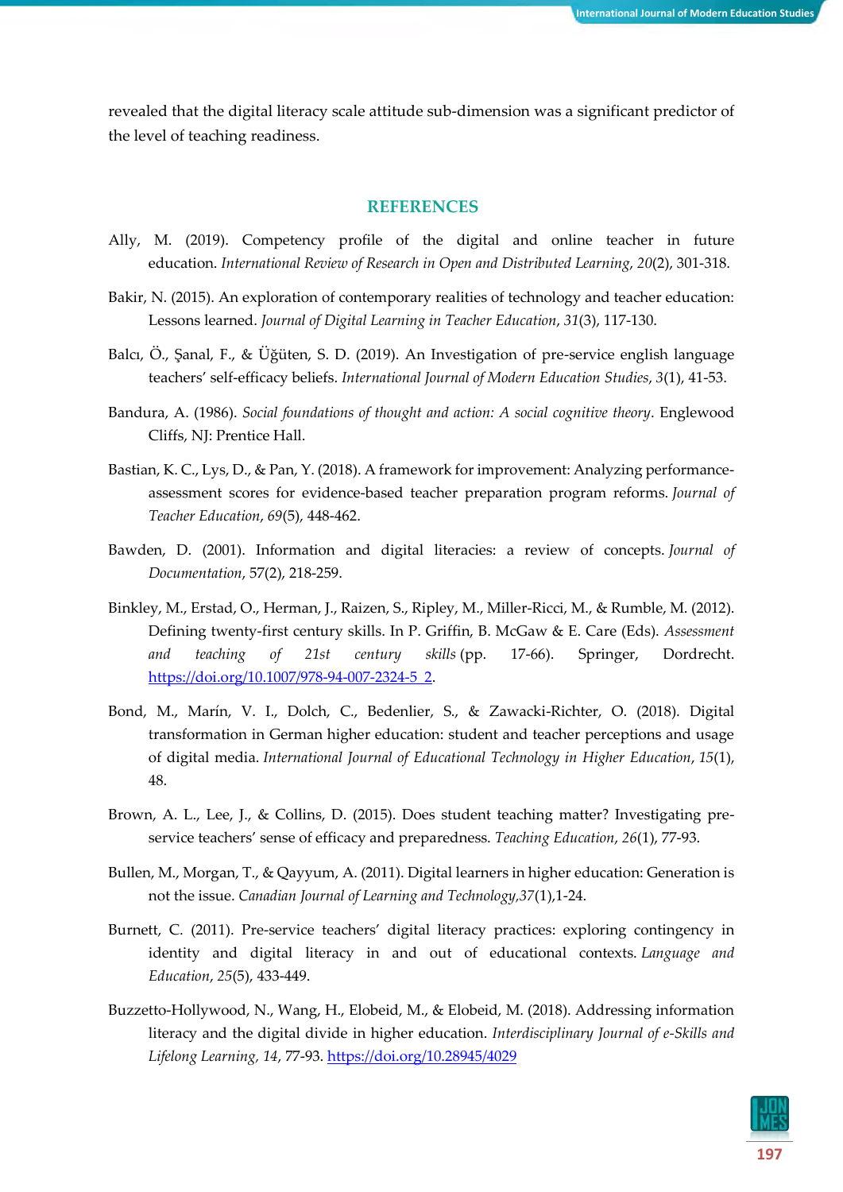revealed that the digital literacy scale attitude sub-dimension was a significant predictor of the level of teaching readiness.

## REFERENCES

Ally, M. (2019). Competency profile of the digital and online teacher in future education. *International Review of Research in Open and Distributed Learning*, *20*(2), 301-318.

Bakir, N. (2015). An exploration of contemporary realities of technology and teacher education: Lessons learned. *Journal of Digital Learning in Teacher Education*, *31*(3), 117-130.

Balcı, Ö., Şanal, F., & Üğüten, S. D. (2019). An Investigation of pre-service english language teachers' self-efficacy beliefs. *International Journal of Modern Education Studies*, *3*(1), 41-53.

Bandura, A. (1986). *Social foundations of thought and action: A social cognitive theory*. Englewood Cliffs, NJ: Prentice Hall.

Bastian, K. C., Lys, D., & Pan, Y. (2018). A framework for improvement: Analyzing performance-assessment scores for evidence-based teacher preparation program reforms. *Journal of Teacher Education*, *69*(5), 448-462.

Bawden, D. (2001). Information and digital literacies: a review of concepts. *Journal of Documentation*, 57(2), 218-259.

Binkley, M., Erstad, O., Herman, J., Raizen, S., Ripley, M., Miller-Ricci, M., & Rumble, M. (2012). Defining twenty-first century skills. In P. Griffin, B. McGaw & E. Care (Eds). *Assessment and teaching of 21st century skills* (pp. 17-66). Springer, Dordrecht. https://doi.org/10.1007/978-94-007-2324-5_2.

Bond, M., Marín, V. I., Dolch, C., Bedenlier, S., & Zawacki-Richter, O. (2018). Digital transformation in German higher education: student and teacher perceptions and usage of digital media. *International Journal of Educational Technology in Higher Education*, *15*(1), 48.

Brown, A. L., Lee, J., & Collins, D. (2015). Does student teaching matter? Investigating pre-service teachers' sense of efficacy and preparedness. *Teaching Education*, *26*(1), 77-93.

Bullen, M., Morgan, T., & Qayyum, A. (2011). Digital learners in higher education: Generation is not the issue. *Canadian Journal of Learning and Technology,37*(1),1-24.

Burnett, C. (2011). Pre-service teachers' digital literacy practices: exploring contingency in identity and digital literacy in and out of educational contexts. *Language and Education*, *25*(5), 433-449.

Buzzetto-Hollywood, N., Wang, H., Elobeid, M., & Elobeid, M. (2018). Addressing information literacy and the digital divide in higher education. *Interdisciplinary Journal of e-Skills and Lifelong Learning, 14*, 77-93. https://doi.org/10.28945/4029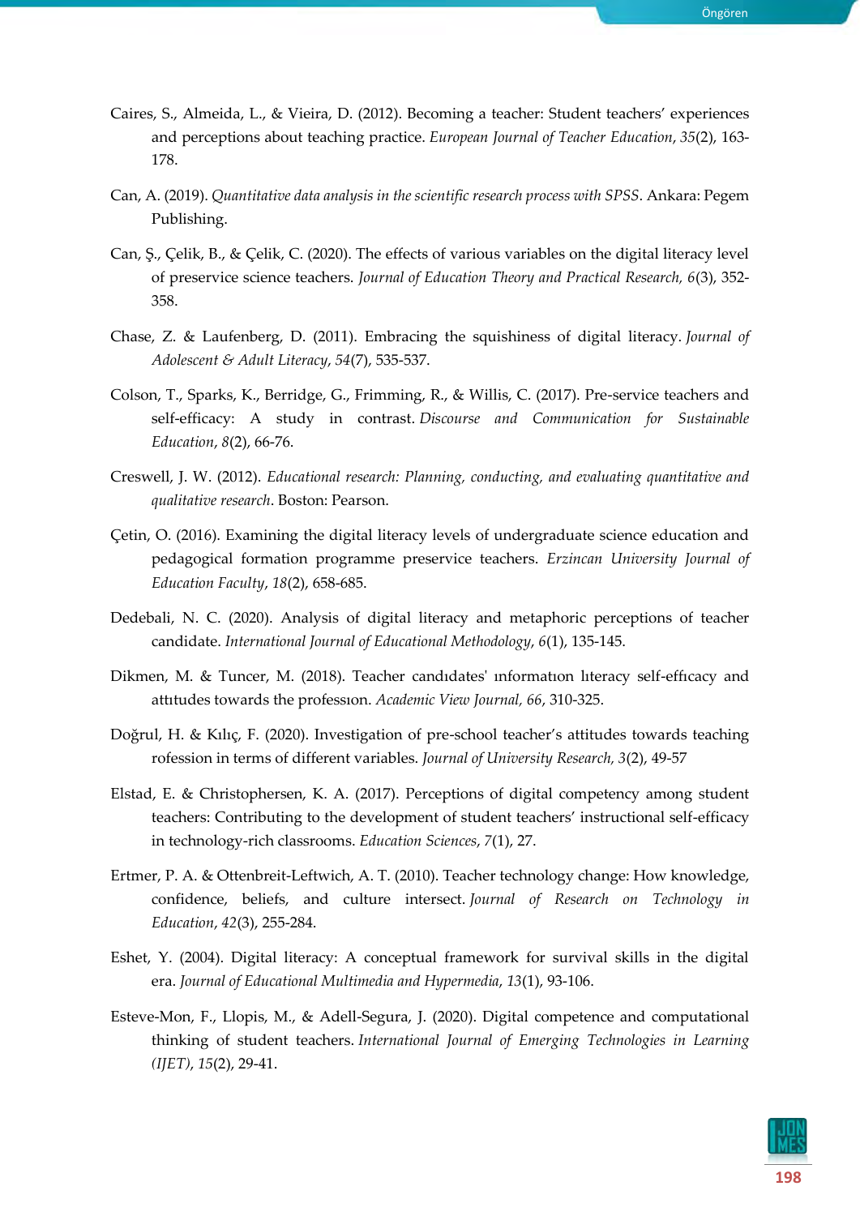Caires, S., Almeida, L., & Vieira, D. (2012). Becoming a teacher: Student teachers' experiences and perceptions about teaching practice. *European Journal of Teacher Education*, *35*(2), 163-178.

Can, A. (2019). *Quantitative data analysis in the scientific research process with SPSS*. Ankara: Pegem Publishing.

Can, Ş., Çelik, B., & Çelik, C. (2020). The effects of various variables on the digital literacy level of preservice science teachers. *Journal of Education Theory and Practical Research, 6*(3), 352-358.

Chase, Z. & Laufenberg, D. (2011). Embracing the squishiness of digital literacy. *Journal of Adolescent & Adult Literacy*, *54*(7), 535-537.

Colson, T., Sparks, K., Berridge, G., Frimming, R., & Willis, C. (2017). Pre-service teachers and self-efficacy: A study in contrast. *Discourse and Communication for Sustainable Education*, *8*(2), 66-76.

Creswell, J. W. (2012). *Educational research: Planning, conducting, and evaluating quantitative and qualitative research*. Boston: Pearson.

Çetin, O. (2016). Examining the digital literacy levels of undergraduate science education and pedagogical formation programme preservice teachers. *Erzincan University Journal of Education Faculty*, *18*(2), 658-685.

Dedebali, N. C. (2020). Analysis of digital literacy and metaphoric perceptions of teacher candidate. *International Journal of Educational Methodology*, *6*(1), 135-145.

Dikmen, M. & Tuncer, M. (2018). Teacher candıdates' ınformatıon lıteracy self-effıcacy and attıtudes towards the professıon. *Academic View Journal, 66*, 310-325.

Doğrul, H. & Kılıç, F. (2020). Investigation of pre-school teacher's attitudes towards teaching rofession in terms of different variables. *Journal of University Research, 3*(2), 49-57

Elstad, E. & Christophersen, K. A. (2017). Perceptions of digital competency among student teachers: Contributing to the development of student teachers' instructional self-efficacy in technology-rich classrooms. *Education Sciences*, *7*(1), 27.

Ertmer, P. A. & Ottenbreit-Leftwich, A. T. (2010). Teacher technology change: How knowledge, confidence, beliefs, and culture intersect. *Journal of Research on Technology in Education*, *42*(3), 255-284.

Eshet, Y. (2004). Digital literacy: A conceptual framework for survival skills in the digital era. *Journal of Educational Multimedia and Hypermedia*, *13*(1), 93-106.

Esteve-Mon, F., Llopis, M., & Adell-Segura, J. (2020). Digital competence and computational thinking of student teachers. *International Journal of Emerging Technologies in Learning (IJET)*, *15*(2), 29-41.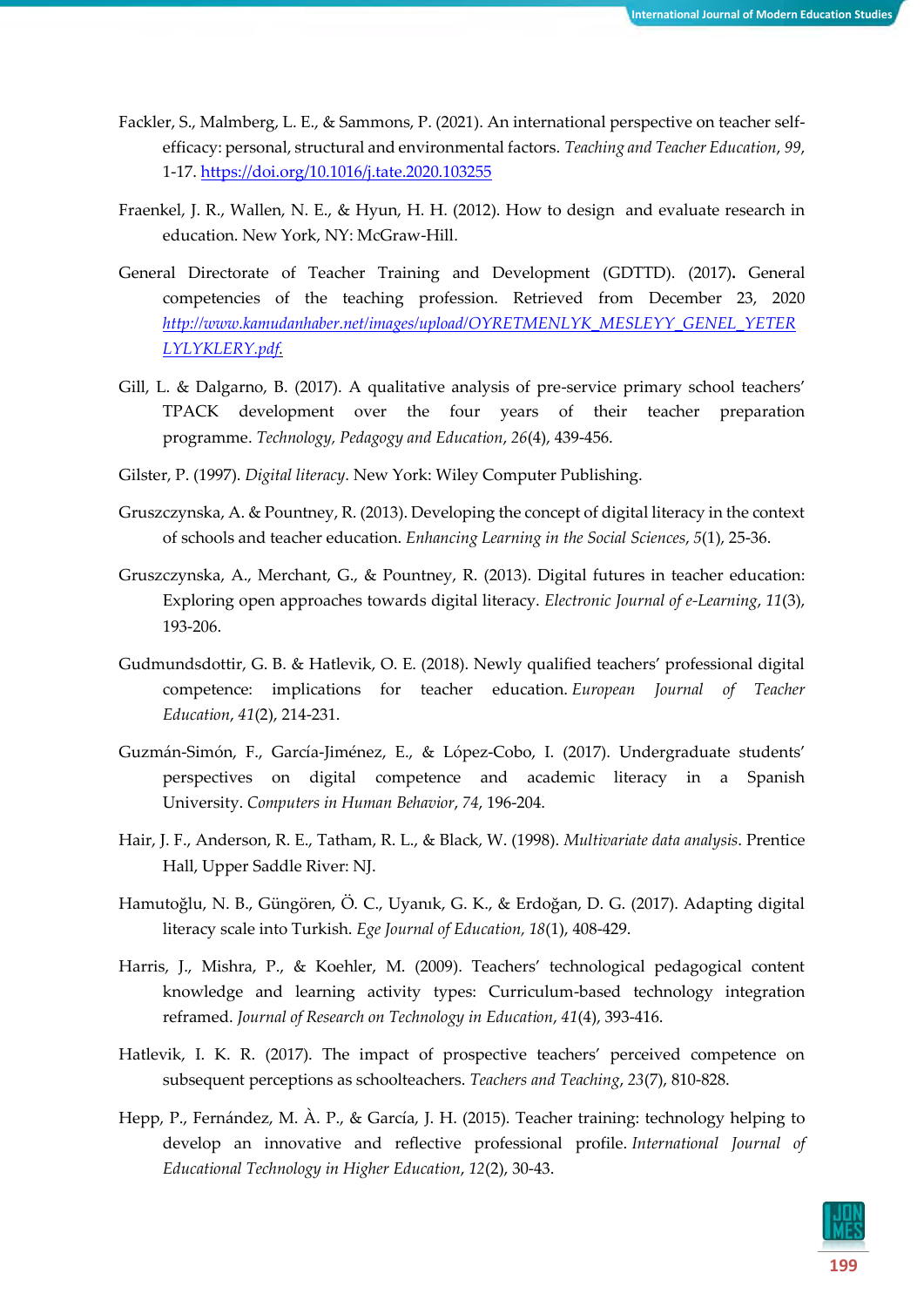Fackler, S., Malmberg, L. E., & Sammons, P. (2021). An international perspective on teacher self-efficacy: personal, structural and environmental factors. *Teaching and Teacher Education*, *99*, 1-17. https://doi.org/10.1016/j.tate.2020.103255

Fraenkel, J. R., Wallen, N. E., & Hyun, H. H. (2012). How to design and evaluate research in education. New York, NY: McGraw-Hill.

General Directorate of Teacher Training and Development (GDTTD). (2017)**.** General competencies of the teaching profession. Retrieved from December 23, 2020 *http://www.kamudanhaber.net/images/upload/OYRETMENLYK_MESLEYY_GENEL_YETERLYLYKLERY.pdf.*

Gill, L. & Dalgarno, B. (2017). A qualitative analysis of pre-service primary school teachers' TPACK development over the four years of their teacher preparation programme. *Technology, Pedagogy and Education*, *26*(4), 439-456.

Gilster, P. (1997). *Digital literacy*. New York: Wiley Computer Publishing.

Gruszczynska, A. & Pountney, R. (2013). Developing the concept of digital literacy in the context of schools and teacher education. *Enhancing Learning in the Social Sciences*, *5*(1), 25-36.

Gruszczynska, A., Merchant, G., & Pountney, R. (2013). Digital futures in teacher education: Exploring open approaches towards digital literacy. *Electronic Journal of e-Learning*, *11*(3), 193-206.

Gudmundsdottir, G. B. & Hatlevik, O. E. (2018). Newly qualified teachers' professional digital competence: implications for teacher education. *European Journal of Teacher Education*, *41*(2), 214-231.

Guzmán-Simón, F., García-Jiménez, E., & López-Cobo, I. (2017). Undergraduate students' perspectives on digital competence and academic literacy in a Spanish University. *Computers in Human Behavior*, *74*, 196-204.

Hair, J. F., Anderson, R. E., Tatham, R. L., & Black, W. (1998). *Multivariate data analysis*. Prentice Hall, Upper Saddle River: NJ.

Hamutoğlu, N. B., Güngören, Ö. C., Uyanık, G. K., & Erdoğan, D. G. (2017). Adapting digital literacy scale into Turkish. *Ege Journal of Education, 18*(1), 408-429.

Harris, J., Mishra, P., & Koehler, M. (2009). Teachers' technological pedagogical content knowledge and learning activity types: Curriculum-based technology integration reframed. *Journal of Research on Technology in Education*, *41*(4), 393-416.

Hatlevik, I. K. R. (2017). The impact of prospective teachers' perceived competence on subsequent perceptions as schoolteachers. *Teachers and Teaching*, *23*(7), 810-828.

Hepp, P., Fernández, M. À. P., & García, J. H. (2015). Teacher training: technology helping to develop an innovative and reflective professional profile. *International Journal of Educational Technology in Higher Education*, *12*(2), 30-43.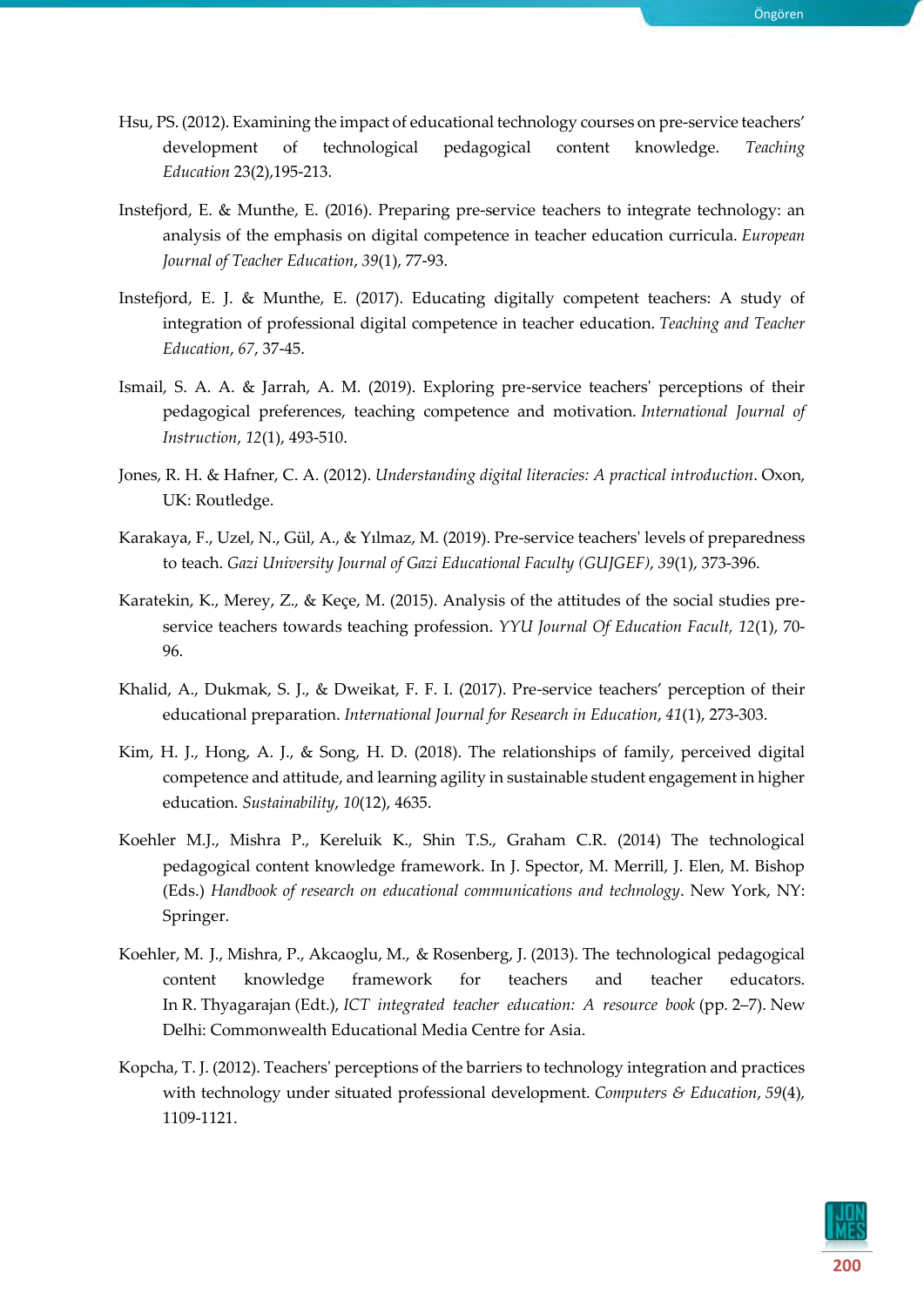Hsu, PS. (2012). Examining the impact of educational technology courses on pre-service teachers' development of technological pedagogical content knowledge. *Teaching Education* 23(2),195-213.

Instefjord, E. & Munthe, E. (2016). Preparing pre-service teachers to integrate technology: an analysis of the emphasis on digital competence in teacher education curricula. *European Journal of Teacher Education*, *39*(1), 77-93.

Instefjord, E. J. & Munthe, E. (2017). Educating digitally competent teachers: A study of integration of professional digital competence in teacher education. *Teaching and Teacher Education*, *67*, 37-45.

Ismail, S. A. A. & Jarrah, A. M. (2019). Exploring pre-service teachers' perceptions of their pedagogical preferences, teaching competence and motivation. *International Journal of Instruction*, *12*(1), 493-510.

Jones, R. H. & Hafner, C. A. (2012). *Understanding digital literacies: A practical introduction*. Oxon, UK: Routledge.

Karakaya, F., Uzel, N., Gül, A., & Yılmaz, M. (2019). Pre-service teachers' levels of preparedness to teach. *Gazi University Journal of Gazi Educational Faculty (GUJGEF)*, *39*(1), 373-396.

Karatekin, K., Merey, Z., & Keçe, M. (2015). Analysis of the attitudes of the social studies pre-service teachers towards teaching profession. *YYU Journal Of Education Facult, 12*(1), 70-96.

Khalid, A., Dukmak, S. J., & Dweikat, F. F. I. (2017). Pre-service teachers' perception of their educational preparation. *International Journal for Research in Education*, *41*(1), 273-303.

Kim, H. J., Hong, A. J., & Song, H. D. (2018). The relationships of family, perceived digital competence and attitude, and learning agility in sustainable student engagement in higher education. *Sustainability*, *10*(12), 4635.

Koehler M.J., Mishra P., Kereluik K., Shin T.S., Graham C.R. (2014) The technological pedagogical content knowledge framework. In J. Spector, M. Merrill, J. Elen, M. Bishop (Eds.) *Handbook of research on educational communications and technology*. New York, NY: Springer.

Koehler, M. J., Mishra, P., Akcaoglu, M., & Rosenberg, J. (2013). The technological pedagogical content knowledge framework for teachers and teacher educators. In R. Thyagarajan (Edt.), *ICT integrated teacher education: A resource book* (pp. 2–7). New Delhi: Commonwealth Educational Media Centre for Asia.

Kopcha, T. J. (2012). Teachers' perceptions of the barriers to technology integration and practices with technology under situated professional development. *Computers & Education*, *59*(4), 1109-1121.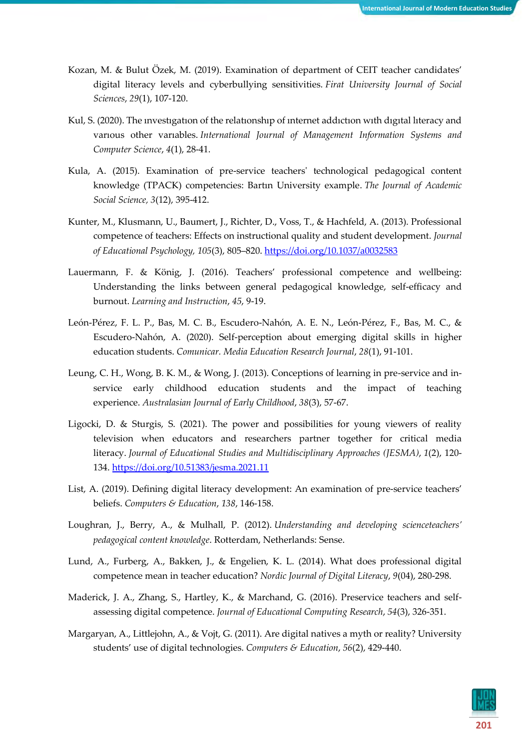Kozan, M. & Bulut Özek, M. (2019). Examination of department of CEIT teacher candidates' digital literacy levels and cyberbullying sensitivities. *Firat University Journal of Social Sciences*, *29*(1), 107-120.

Kul, S. (2020). The ınvestıgatıon of the relatıonshıp of ınternet addıctıon wıth dıgıtal lıteracy and varıous other varıables. *International Journal of Management Information Systems and Computer Science*, *4*(1), 28-41.

Kula, A. (2015). Examination of pre-service teachers' technological pedagogical content knowledge (TPACK) competencies: Bartın University example. *The Journal of Academic Social Science, 3*(12), 395-412.

Kunter, M., Klusmann, U., Baumert, J., Richter, D., Voss, T., & Hachfeld, A. (2013). Professional competence of teachers: Effects on instructional quality and student development. *Journal of Educational Psychology, 105*(3), 805–820. https://doi.org/10.1037/a0032583

Lauermann, F. & König, J. (2016). Teachers' professional competence and wellbeing: Understanding the links between general pedagogical knowledge, self-efficacy and burnout. *Learning and Instruction*, *45*, 9-19.

León-Pérez, F. L. P., Bas, M. C. B., Escudero-Nahón, A. E. N., León-Pérez, F., Bas, M. C., & Escudero-Nahón, A. (2020). Self-perception about emerging digital skills in higher education students. *Comunicar. Media Education Research Journal*, *28*(1), 91-101.

Leung, C. H., Wong, B. K. M., & Wong, J. (2013). Conceptions of learning in pre-service and in-service early childhood education students and the impact of teaching experience. *Australasian Journal of Early Childhood*, *38*(3), 57-67.

Ligocki, D. & Sturgis, S. (2021). The power and possibilities for young viewers of reality television when educators and researchers partner together for critical media literacy. *Journal of Educational Studies and Multidisciplinary Approaches (JESMA)*, *1*(2), 120-134. https://doi.org/10.51383/jesma.2021.11

List, A. (2019). Defining digital literacy development: An examination of pre-service teachers' beliefs. *Computers & Education*, *138*, 146-158.

Loughran, J., Berry, A., & Mulhall, P. (2012). *Understanding and developing scienceteachers' pedagogical content knowledge*. Rotterdam, Netherlands: Sense.

Lund, A., Furberg, A., Bakken, J., & Engelien, K. L. (2014). What does professional digital competence mean in teacher education? *Nordic Journal of Digital Literacy*, *9*(04), 280-298.

Maderick, J. A., Zhang, S., Hartley, K., & Marchand, G. (2016). Preservice teachers and self-assessing digital competence. *Journal of Educational Computing Research*, *54*(3), 326-351.

Margaryan, A., Littlejohn, A., & Vojt, G. (2011). Are digital natives a myth or reality? University students' use of digital technologies. *Computers & Education*, *56*(2), 429-440.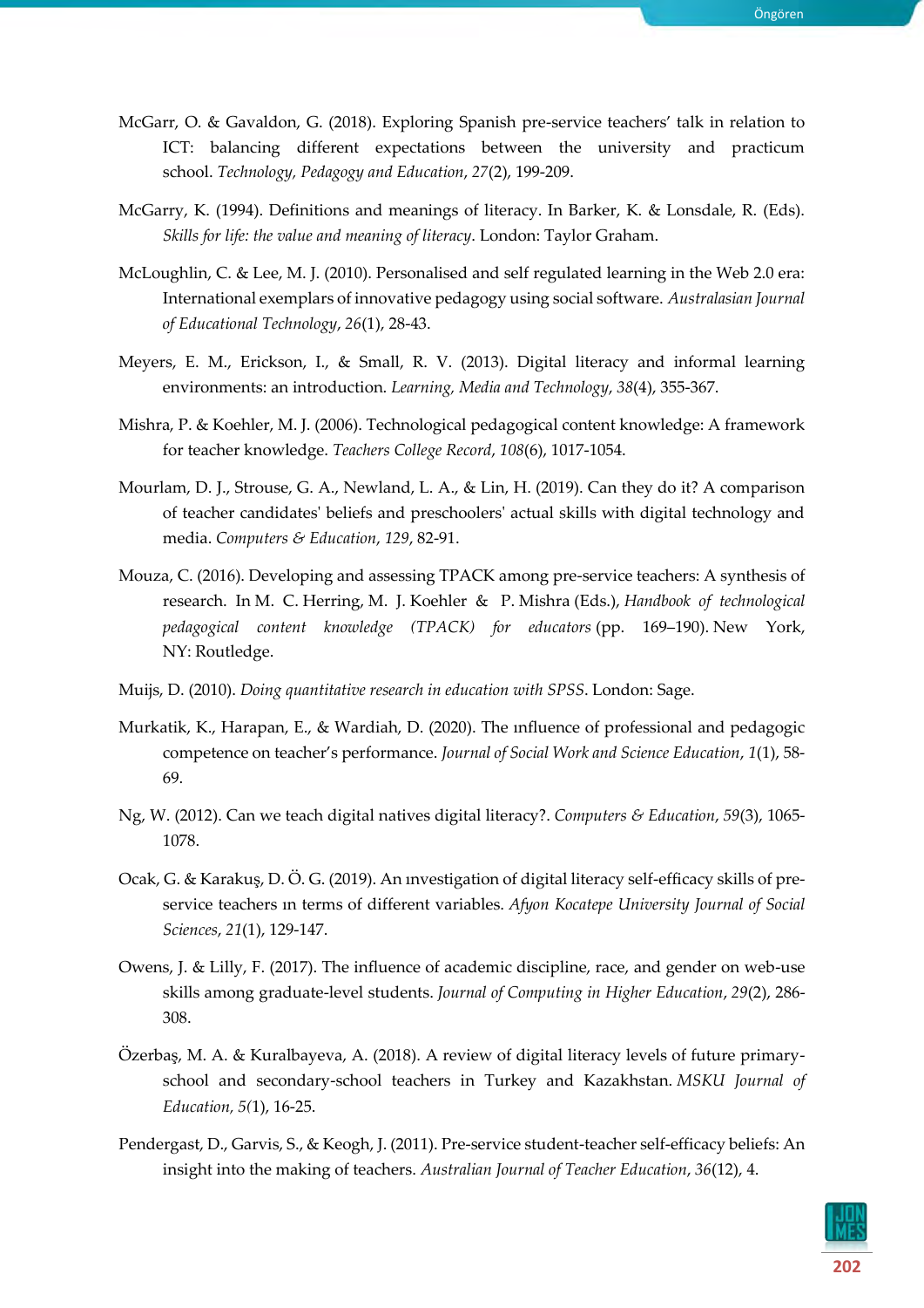McGarr, O. & Gavaldon, G. (2018). Exploring Spanish pre-service teachers' talk in relation to ICT: balancing different expectations between the university and practicum school. *Technology, Pedagogy and Education*, *27*(2), 199-209.

McGarry, K. (1994). Definitions and meanings of literacy. In Barker, K. & Lonsdale, R. (Eds). *Skills for life: the value and meaning of literacy*. London: Taylor Graham.

McLoughlin, C. & Lee, M. J. (2010). Personalised and self regulated learning in the Web 2.0 era: International exemplars of innovative pedagogy using social software. *Australasian Journal of Educational Technology*, *26*(1), 28-43.

Meyers, E. M., Erickson, I., & Small, R. V. (2013). Digital literacy and informal learning environments: an introduction. *Learning, Media and Technology*, *38*(4), 355-367.

Mishra, P. & Koehler, M. J. (2006). Technological pedagogical content knowledge: A framework for teacher knowledge. *Teachers College Record*, *108*(6), 1017-1054.

Mourlam, D. J., Strouse, G. A., Newland, L. A., & Lin, H. (2019). Can they do it? A comparison of teacher candidates' beliefs and preschoolers' actual skills with digital technology and media. *Computers & Education*, *129*, 82-91.

Mouza, C. (2016). Developing and assessing TPACK among pre-service teachers: A synthesis of research. In M. C. Herring, M. J. Koehler & P. Mishra (Eds.), *Handbook of technological pedagogical content knowledge (TPACK) for educators* (pp. 169–190). New York, NY: Routledge.

Muijs, D. (2010). *Doing quantitative research in education with SPSS*. London: Sage.

Murkatik, K., Harapan, E., & Wardiah, D. (2020). The ınfluence of professional and pedagogic competence on teacher's performance. *Journal of Social Work and Science Education*, *1*(1), 58-69.

Ng, W. (2012). Can we teach digital natives digital literacy?. *Computers & Education*, *59*(3), 1065-1078.

Ocak, G. & Karakuş, D. Ö. G. (2019). An ınvestigation of digital literacy self-efficacy skills of pre-service teachers ın terms of different variables. *Afyon Kocatepe University Journal of Social Sciences*, *21*(1), 129-147.

Owens, J. & Lilly, F. (2017). The influence of academic discipline, race, and gender on web-use skills among graduate-level students. *Journal of Computing in Higher Education*, *29*(2), 286-308.

Özerbaş, M. A. & Kuralbayeva, A. (2018). A review of digital literacy levels of future primary-school and secondary-school teachers in Turkey and Kazakhstan. *MSKU Journal of Education*, *5*(1), 16-25.

Pendergast, D., Garvis, S., & Keogh, J. (2011). Pre-service student-teacher self-efficacy beliefs: An insight into the making of teachers. *Australian Journal of Teacher Education*, *36*(12), 4.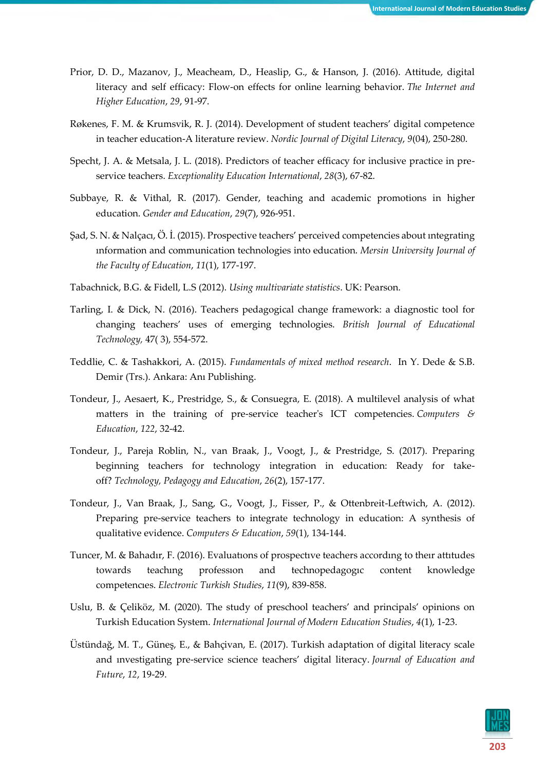Prior, D. D., Mazanov, J., Meacheam, D., Heaslip, G., & Hanson, J. (2016). Attitude, digital literacy and self efficacy: Flow-on effects for online learning behavior. *The Internet and Higher Education*, *29*, 91-97.

Røkenes, F. M. & Krumsvik, R. J. (2014). Development of student teachers' digital competence in teacher education-A literature review. *Nordic Journal of Digital Literacy*, *9*(04), 250-280.

Specht, J. A. & Metsala, J. L. (2018). Predictors of teacher efficacy for inclusive practice in pre-service teachers. *Exceptionality Education International*, *28*(3), 67-82.

Subbaye, R. & Vithal, R. (2017). Gender, teaching and academic promotions in higher education. *Gender and Education*, *29*(7), 926-951.

Şad, S. N. & Nalçacı, Ö. İ. (2015). Prospective teachers' perceived competencies about ıntegrating ınformation and communication technologies into education. *Mersin University Journal of the Faculty of Education*, *11*(1), 177-197.

Tabachnick, B.G. & Fidell, L.S (2012). *Using multivariate statistics*. UK: Pearson.

Tarling, I. & Dick, N. (2016). Teachers pedagogical change framework: a diagnostic tool for changing teachers' uses of emerging technologies. *British Journal of Educational Technology,* 47( 3), 554-572.

Teddlie, C. & Tashakkori, A. (2015). *Fundamentals of mixed method research*. In Y. Dede & S.B. Demir (Trs.). Ankara: Anı Publishing.

Tondeur, J., Aesaert, K., Prestridge, S., & Consuegra, E. (2018). A multilevel analysis of what matters in the training of pre-service teacher's ICT competencies. *Computers & Education*, *122*, 32-42.

Tondeur, J., Pareja Roblin, N., van Braak, J., Voogt, J., & Prestridge, S. (2017). Preparing beginning teachers for technology integration in education: Ready for take-off? *Technology, Pedagogy and Education*, *26*(2), 157-177.

Tondeur, J., Van Braak, J., Sang, G., Voogt, J., Fisser, P., & Ottenbreit-Leftwich, A. (2012). Preparing pre-service teachers to integrate technology in education: A synthesis of qualitative evidence. *Computers & Education*, *59*(1), 134-144.

Tuncer, M. & Bahadır, F. (2016). Evaluatıons of prospectıve teachers accordıng to theır attıtudes towards teachıng professıon and technopedagogıc content knowledge competencıes. *Electronic Turkish Studies*, *11*(9), 839-858.

Uslu, B. & Çeliköz, M. (2020). The study of preschool teachers' and principals' opinions on Turkish Education System. *International Journal of Modern Education Studies*, *4*(1), 1-23.

Üstündağ, M. T., Güneş, E., & Bahçivan, E. (2017). Turkish adaptation of digital literacy scale and ınvestigating pre-service science teachers' digital literacy. *Journal of Education and Future*, *12*, 19-29.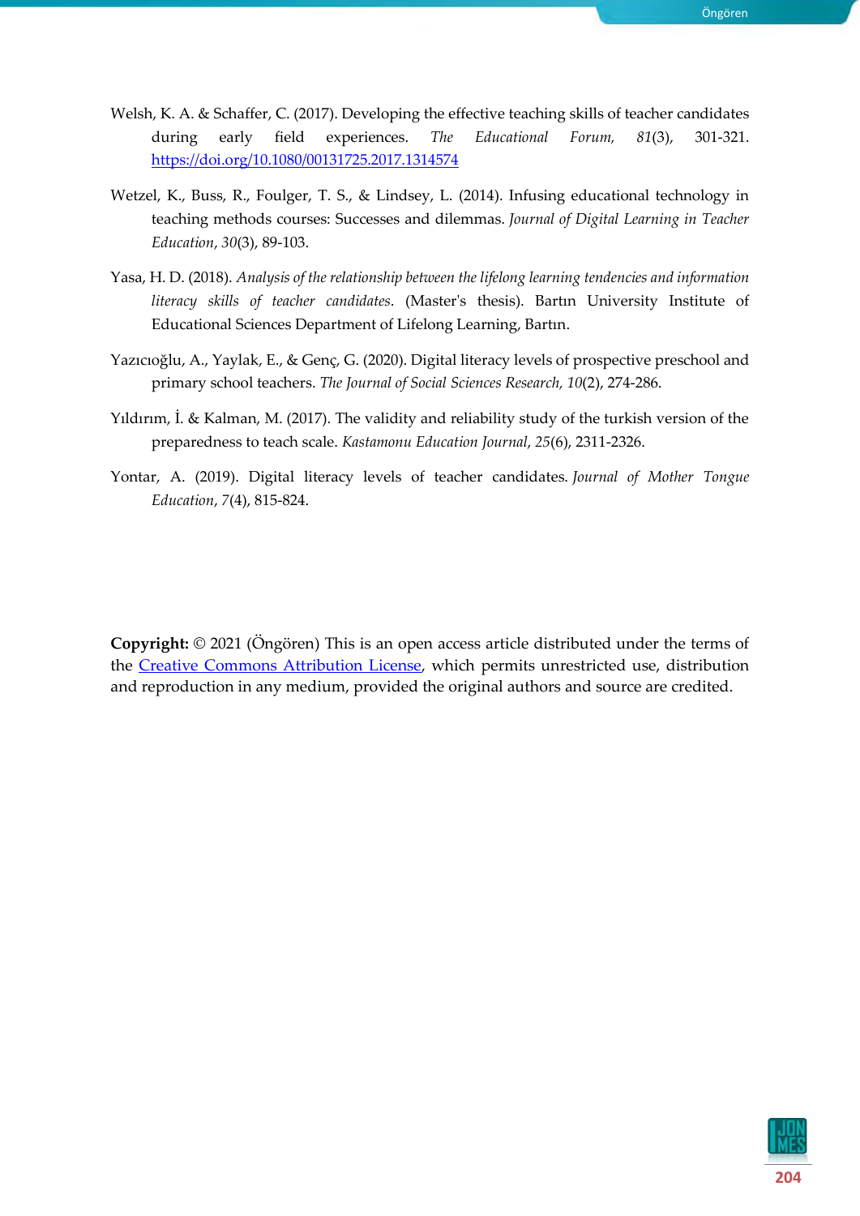Welsh, K. A. & Schaffer, C. (2017). Developing the effective teaching skills of teacher candidates during early field experiences. *The Educational Forum, 81*(3), 301-321. https://doi.org/10.1080/00131725.2017.1314574

Wetzel, K., Buss, R., Foulger, T. S., & Lindsey, L. (2014). Infusing educational technology in teaching methods courses: Successes and dilemmas. *Journal of Digital Learning in Teacher Education*, *30*(3), 89-103.

Yasa, H. D. (2018). *Analysis of the relationship between the lifelong learning tendencies and information literacy skills of teacher candidates*. (Master's thesis). Bartın University Institute of Educational Sciences Department of Lifelong Learning, Bartın.

Yazıcıoğlu, A., Yaylak, E., & Genç, G. (2020). Digital literacy levels of prospective preschool and primary school teachers. *The Journal of Social Sciences Research, 10*(2), 274-286.

Yıldırım, İ. & Kalman, M. (2017). The validity and reliability study of the turkish version of the preparedness to teach scale. *Kastamonu Education Journal*, *25*(6), 2311-2326.

Yontar, A. (2019). Digital literacy levels of teacher candidates. *Journal of Mother Tongue Education*, *7*(4), 815-824.

**Copyright:** © 2021 (Öngören) This is an open access article distributed under the terms of the Creative Commons Attribution License, which permits unrestricted use, distribution and reproduction in any medium, provided the original authors and source are credited.